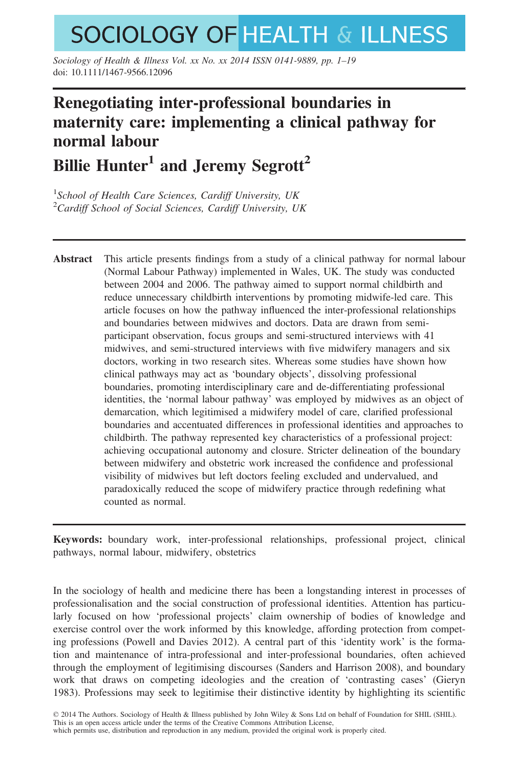# Renegotiating inter-professional boundaries in maternity care: implementing a clinical pathway for normal labour

## Billie Hunter[1] and Jeremy Segrott[2]

[1]*School of Health Care Sciences, Cardiff University, UK*
[2]*Cardiff School of Social Sciences, Cardiff University, UK*

**Abstract** This article presents findings from a study of a clinical pathway for normal labour (Normal Labour Pathway) implemented in Wales, UK. The study was conducted between 2004 and 2006. The pathway aimed to support normal childbirth and reduce unnecessary childbirth interventions by promoting midwife-led care. This article focuses on how the pathway influenced the inter-professional relationships and boundaries between midwives and doctors. Data are drawn from semi-participant observation, focus groups and semi-structured interviews with 41 midwives, and semi-structured interviews with five midwifery managers and six doctors, working in two research sites. Whereas some studies have shown how clinical pathways may act as 'boundary objects', dissolving professional boundaries, promoting interdisciplinary care and de-differentiating professional identities, the 'normal labour pathway' was employed by midwives as an object of demarcation, which legitimised a midwifery model of care, clarified professional boundaries and accentuated differences in professional identities and approaches to childbirth. The pathway represented key characteristics of a professional project: achieving occupational autonomy and closure. Stricter delineation of the boundary between midwifery and obstetric work increased the confidence and professional visibility of midwives but left doctors feeling excluded and undervalued, and paradoxically reduced the scope of midwifery practice through redefining what counted as normal.

**Keywords:** boundary work, inter-professional relationships, professional project, clinical pathways, normal labour, midwifery, obstetrics

In the sociology of health and medicine there has been a longstanding interest in processes of professionalisation and the social construction of professional identities. Attention has particularly focused on how 'professional projects' claim ownership of bodies of knowledge and exercise control over the work informed by this knowledge, affording protection from competing professions (Powell and Davies 2012). A central part of this 'identity work' is the formation and maintenance of intra-professional and inter-professional boundaries, often achieved through the employment of legitimising discourses (Sanders and Harrison 2008), and boundary work that draws on competing ideologies and the creation of 'contrasting cases' (Gieryn 1983). Professions may seek to legitimise their distinctive identity by highlighting its scientific

© 2014 The Authors. Sociology of Health & Illness published by John Wiley & Sons Ltd on behalf of Foundation for SHIL (SHIL).
This is an open access article under the terms of the Creative Commons Attribution License,
which permits use, distribution and reproduction in any medium, provided the original work is properly cited.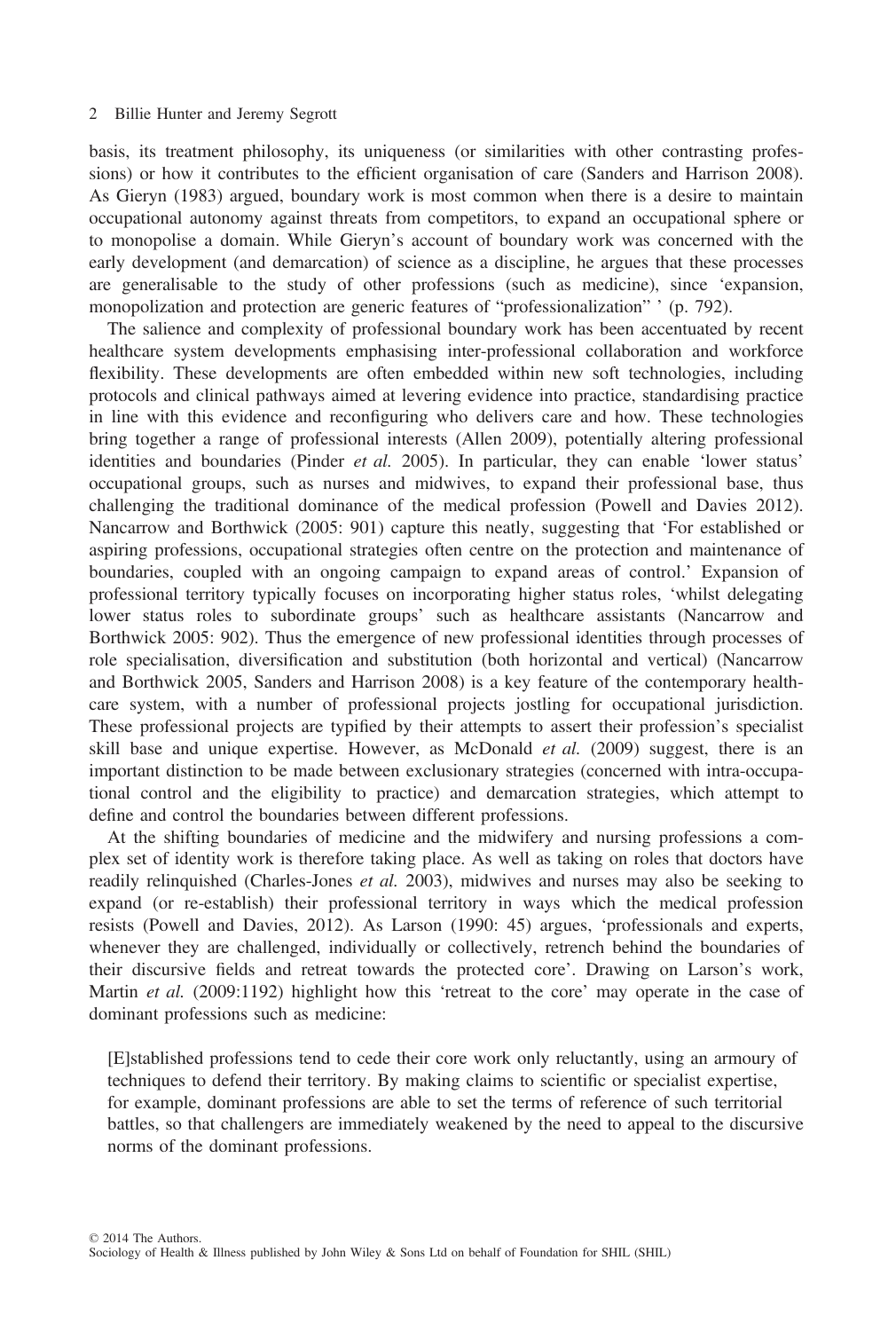basis, its treatment philosophy, its uniqueness (or similarities with other contrasting professions) or how it contributes to the efficient organisation of care (Sanders and Harrison 2008). As Gieryn (1983) argued, boundary work is most common when there is a desire to maintain occupational autonomy against threats from competitors, to expand an occupational sphere or to monopolise a domain. While Gieryn's account of boundary work was concerned with the early development (and demarcation) of science as a discipline, he argues that these processes are generalisable to the study of other professions (such as medicine), since 'expansion, monopolization and protection are generic features of "professionalization" ' (p. 792).

The salience and complexity of professional boundary work has been accentuated by recent healthcare system developments emphasising inter-professional collaboration and workforce flexibility. These developments are often embedded within new soft technologies, including protocols and clinical pathways aimed at levering evidence into practice, standardising practice in line with this evidence and reconfiguring who delivers care and how. These technologies bring together a range of professional interests (Allen 2009), potentially altering professional identities and boundaries (Pinder *et al.* 2005). In particular, they can enable 'lower status' occupational groups, such as nurses and midwives, to expand their professional base, thus challenging the traditional dominance of the medical profession (Powell and Davies 2012). Nancarrow and Borthwick (2005: 901) capture this neatly, suggesting that 'For established or aspiring professions, occupational strategies often centre on the protection and maintenance of boundaries, coupled with an ongoing campaign to expand areas of control.' Expansion of professional territory typically focuses on incorporating higher status roles, 'whilst delegating lower status roles to subordinate groups' such as healthcare assistants (Nancarrow and Borthwick 2005: 902). Thus the emergence of new professional identities through processes of role specialisation, diversification and substitution (both horizontal and vertical) (Nancarrow and Borthwick 2005, Sanders and Harrison 2008) is a key feature of the contemporary healthcare system, with a number of professional projects jostling for occupational jurisdiction. These professional projects are typified by their attempts to assert their profession's specialist skill base and unique expertise. However, as McDonald *et al.* (2009) suggest, there is an important distinction to be made between exclusionary strategies (concerned with intra-occupational control and the eligibility to practice) and demarcation strategies, which attempt to define and control the boundaries between different professions.

At the shifting boundaries of medicine and the midwifery and nursing professions a complex set of identity work is therefore taking place. As well as taking on roles that doctors have readily relinquished (Charles-Jones *et al.* 2003), midwives and nurses may also be seeking to expand (or re-establish) their professional territory in ways which the medical profession resists (Powell and Davies, 2012). As Larson (1990: 45) argues, 'professionals and experts, whenever they are challenged, individually or collectively, retrench behind the boundaries of their discursive fields and retreat towards the protected core'. Drawing on Larson's work, Martin *et al.* (2009:1192) highlight how this 'retreat to the core' may operate in the case of dominant professions such as medicine:

> [E]stablished professions tend to cede their core work only reluctantly, using an armoury of techniques to defend their territory. By making claims to scientific or specialist expertise, for example, dominant professions are able to set the terms of reference of such territorial battles, so that challengers are immediately weakened by the need to appeal to the discursive norms of the dominant professions.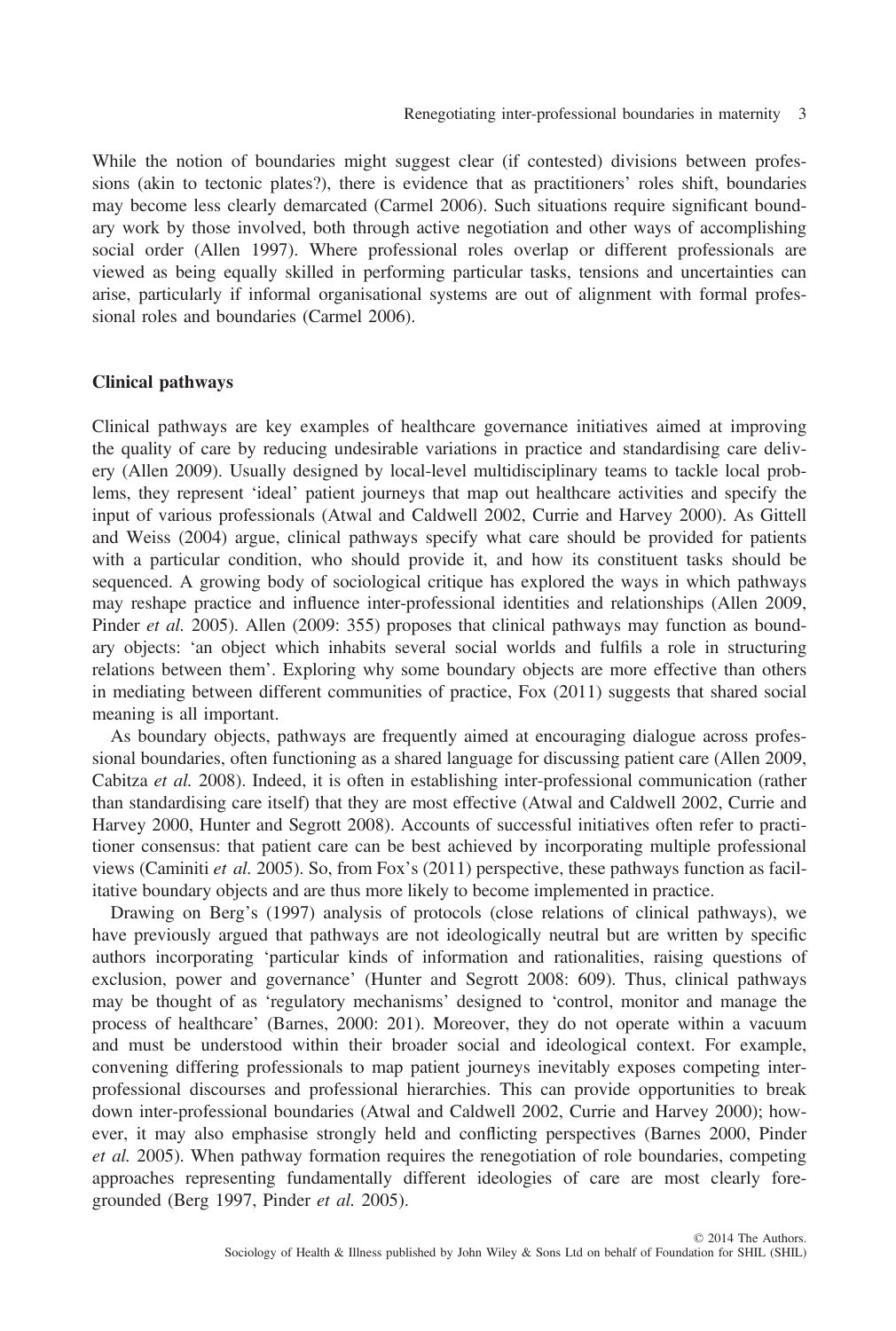While the notion of boundaries might suggest clear (if contested) divisions between professions (akin to tectonic plates?), there is evidence that as practitioners' roles shift, boundaries may become less clearly demarcated (Carmel 2006). Such situations require significant boundary work by those involved, both through active negotiation and other ways of accomplishing social order (Allen 1997). Where professional roles overlap or different professionals are viewed as being equally skilled in performing particular tasks, tensions and uncertainties can arise, particularly if informal organisational systems are out of alignment with formal professional roles and boundaries (Carmel 2006).

### Clinical pathways

Clinical pathways are key examples of healthcare governance initiatives aimed at improving the quality of care by reducing undesirable variations in practice and standardising care delivery (Allen 2009). Usually designed by local-level multidisciplinary teams to tackle local problems, they represent 'ideal' patient journeys that map out healthcare activities and specify the input of various professionals (Atwal and Caldwell 2002, Currie and Harvey 2000). As Gittell and Weiss (2004) argue, clinical pathways specify what care should be provided for patients with a particular condition, who should provide it, and how its constituent tasks should be sequenced. A growing body of sociological critique has explored the ways in which pathways may reshape practice and influence inter-professional identities and relationships (Allen 2009, Pinder *et al.* 2005). Allen (2009: 355) proposes that clinical pathways may function as boundary objects: 'an object which inhabits several social worlds and fulfils a role in structuring relations between them'. Exploring why some boundary objects are more effective than others in mediating between different communities of practice, Fox (2011) suggests that shared social meaning is all important.

As boundary objects, pathways are frequently aimed at encouraging dialogue across professional boundaries, often functioning as a shared language for discussing patient care (Allen 2009, Cabitza *et al.* 2008). Indeed, it is often in establishing inter-professional communication (rather than standardising care itself) that they are most effective (Atwal and Caldwell 2002, Currie and Harvey 2000, Hunter and Segrott 2008). Accounts of successful initiatives often refer to practitioner consensus: that patient care can be best achieved by incorporating multiple professional views (Caminiti *et al.* 2005). So, from Fox's (2011) perspective, these pathways function as facilitative boundary objects and are thus more likely to become implemented in practice.

Drawing on Berg's (1997) analysis of protocols (close relations of clinical pathways), we have previously argued that pathways are not ideologically neutral but are written by specific authors incorporating 'particular kinds of information and rationalities, raising questions of exclusion, power and governance' (Hunter and Segrott 2008: 609). Thus, clinical pathways may be thought of as 'regulatory mechanisms' designed to 'control, monitor and manage the process of healthcare' (Barnes, 2000: 201). Moreover, they do not operate within a vacuum and must be understood within their broader social and ideological context. For example, convening differing professionals to map patient journeys inevitably exposes competing inter-professional discourses and professional hierarchies. This can provide opportunities to break down inter-professional boundaries (Atwal and Caldwell 2002, Currie and Harvey 2000); however, it may also emphasise strongly held and conflicting perspectives (Barnes 2000, Pinder *et al.* 2005). When pathway formation requires the renegotiation of role boundaries, competing approaches representing fundamentally different ideologies of care are most clearly foregrounded (Berg 1997, Pinder *et al.* 2005).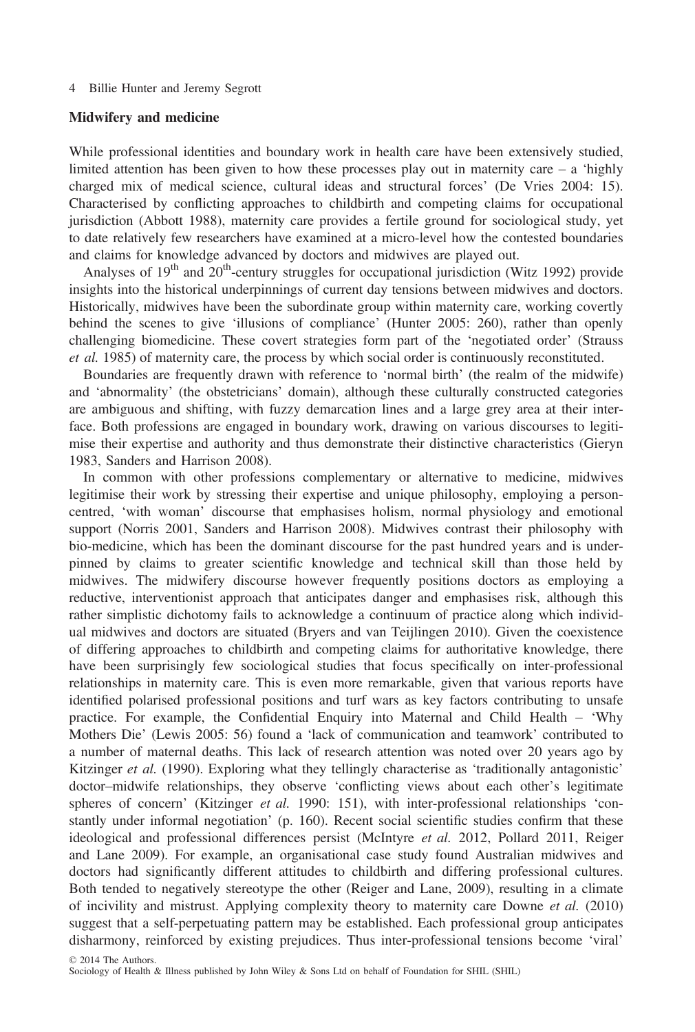## Midwifery and medicine

While professional identities and boundary work in health care have been extensively studied, limited attention has been given to how these processes play out in maternity care – a 'highly charged mix of medical science, cultural ideas and structural forces' (De Vries 2004: 15). Characterised by conflicting approaches to childbirth and competing claims for occupational jurisdiction (Abbott 1988), maternity care provides a fertile ground for sociological study, yet to date relatively few researchers have examined at a micro-level how the contested boundaries and claims for knowledge advanced by doctors and midwives are played out.

Analyses of 19th and 20th-century struggles for occupational jurisdiction (Witz 1992) provide insights into the historical underpinnings of current day tensions between midwives and doctors. Historically, midwives have been the subordinate group within maternity care, working covertly behind the scenes to give 'illusions of compliance' (Hunter 2005: 260), rather than openly challenging biomedicine. These covert strategies form part of the 'negotiated order' (Strauss *et al.* 1985) of maternity care, the process by which social order is continuously reconstituted.

Boundaries are frequently drawn with reference to 'normal birth' (the realm of the midwife) and 'abnormality' (the obstetricians' domain), although these culturally constructed categories are ambiguous and shifting, with fuzzy demarcation lines and a large grey area at their interface. Both professions are engaged in boundary work, drawing on various discourses to legitimise their expertise and authority and thus demonstrate their distinctive characteristics (Gieryn 1983, Sanders and Harrison 2008).

In common with other professions complementary or alternative to medicine, midwives legitimise their work by stressing their expertise and unique philosophy, employing a person-centred, 'with woman' discourse that emphasises holism, normal physiology and emotional support (Norris 2001, Sanders and Harrison 2008). Midwives contrast their philosophy with bio-medicine, which has been the dominant discourse for the past hundred years and is underpinned by claims to greater scientific knowledge and technical skill than those held by midwives. The midwifery discourse however frequently positions doctors as employing a reductive, interventionist approach that anticipates danger and emphasises risk, although this rather simplistic dichotomy fails to acknowledge a continuum of practice along which individual midwives and doctors are situated (Bryers and van Teijlingen 2010). Given the coexistence of differing approaches to childbirth and competing claims for authoritative knowledge, there have been surprisingly few sociological studies that focus specifically on inter-professional relationships in maternity care. This is even more remarkable, given that various reports have identified polarised professional positions and turf wars as key factors contributing to unsafe practice. For example, the Confidential Enquiry into Maternal and Child Health – 'Why Mothers Die' (Lewis 2005: 56) found a 'lack of communication and teamwork' contributed to a number of maternal deaths. This lack of research attention was noted over 20 years ago by Kitzinger *et al.* (1990). Exploring what they tellingly characterise as 'traditionally antagonistic' doctor–midwife relationships, they observe 'conflicting views about each other's legitimate spheres of concern' (Kitzinger *et al.* 1990: 151), with inter-professional relationships 'constantly under informal negotiation' (p. 160). Recent social scientific studies confirm that these ideological and professional differences persist (McIntyre *et al.* 2012, Pollard 2011, Reiger and Lane 2009). For example, an organisational case study found Australian midwives and doctors had significantly different attitudes to childbirth and differing professional cultures. Both tended to negatively stereotype the other (Reiger and Lane, 2009), resulting in a climate of incivility and mistrust. Applying complexity theory to maternity care Downe *et al.* (2010) suggest that a self-perpetuating pattern may be established. Each professional group anticipates disharmony, reinforced by existing prejudices. Thus inter-professional tensions become 'viral'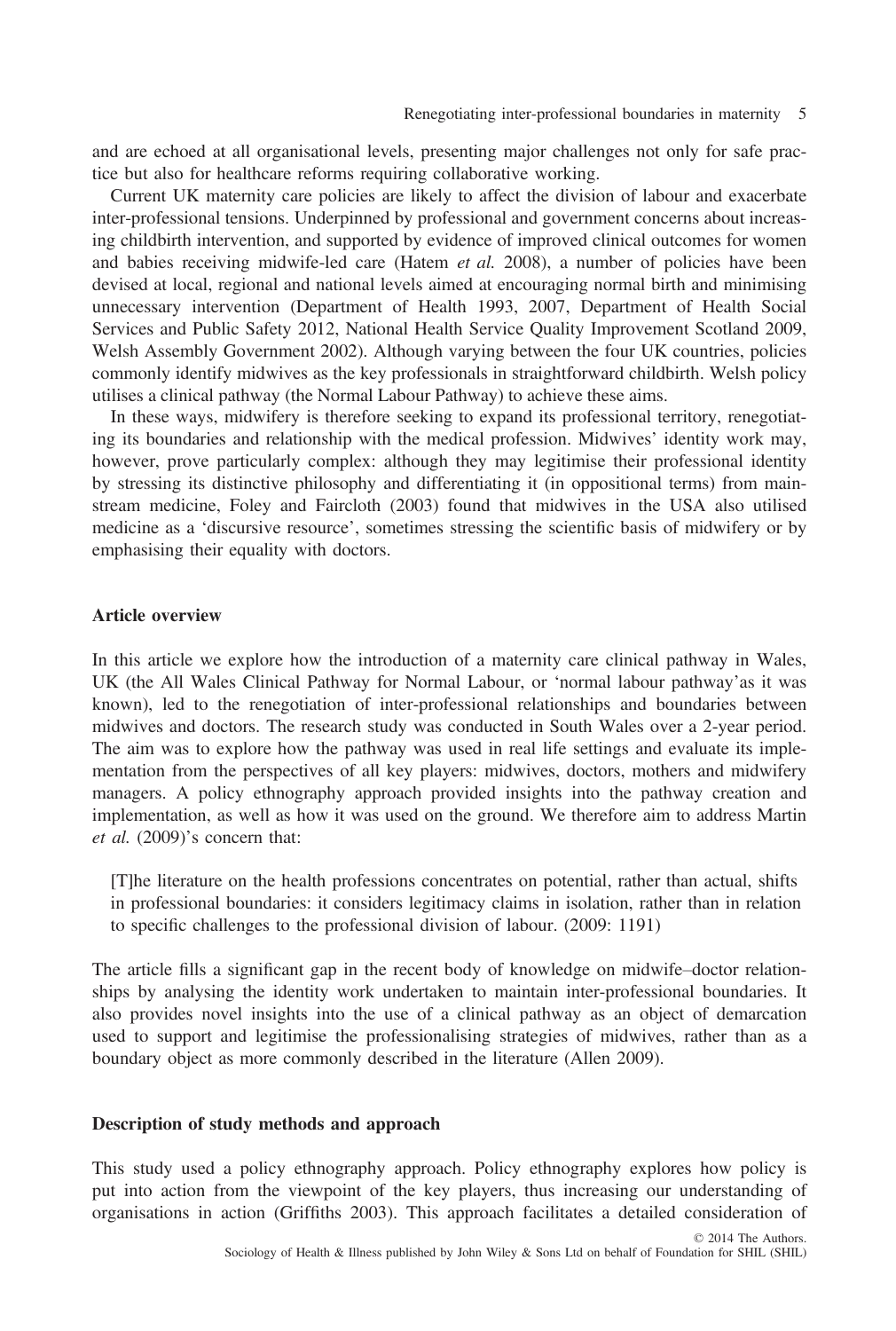and are echoed at all organisational levels, presenting major challenges not only for safe practice but also for healthcare reforms requiring collaborative working.

Current UK maternity care policies are likely to affect the division of labour and exacerbate inter-professional tensions. Underpinned by professional and government concerns about increasing childbirth intervention, and supported by evidence of improved clinical outcomes for women and babies receiving midwife-led care (Hatem *et al.* 2008), a number of policies have been devised at local, regional and national levels aimed at encouraging normal birth and minimising unnecessary intervention (Department of Health 1993, 2007, Department of Health Social Services and Public Safety 2012, National Health Service Quality Improvement Scotland 2009, Welsh Assembly Government 2002). Although varying between the four UK countries, policies commonly identify midwives as the key professionals in straightforward childbirth. Welsh policy utilises a clinical pathway (the Normal Labour Pathway) to achieve these aims.

In these ways, midwifery is therefore seeking to expand its professional territory, renegotiating its boundaries and relationship with the medical profession. Midwives' identity work may, however, prove particularly complex: although they may legitimise their professional identity by stressing its distinctive philosophy and differentiating it (in oppositional terms) from mainstream medicine, Foley and Faircloth (2003) found that midwives in the USA also utilised medicine as a 'discursive resource', sometimes stressing the scientific basis of midwifery or by emphasising their equality with doctors.

## Article overview

In this article we explore how the introduction of a maternity care clinical pathway in Wales, UK (the All Wales Clinical Pathway for Normal Labour, or 'normal labour pathway'as it was known), led to the renegotiation of inter-professional relationships and boundaries between midwives and doctors. The research study was conducted in South Wales over a 2-year period. The aim was to explore how the pathway was used in real life settings and evaluate its implementation from the perspectives of all key players: midwives, doctors, mothers and midwifery managers. A policy ethnography approach provided insights into the pathway creation and implementation, as well as how it was used on the ground. We therefore aim to address Martin *et al.* (2009)'s concern that:

> [T]he literature on the health professions concentrates on potential, rather than actual, shifts in professional boundaries: it considers legitimacy claims in isolation, rather than in relation to specific challenges to the professional division of labour. (2009: 1191)

The article fills a significant gap in the recent body of knowledge on midwife–doctor relationships by analysing the identity work undertaken to maintain inter-professional boundaries. It also provides novel insights into the use of a clinical pathway as an object of demarcation used to support and legitimise the professionalising strategies of midwives, rather than as a boundary object as more commonly described in the literature (Allen 2009).

## Description of study methods and approach

This study used a policy ethnography approach. Policy ethnography explores how policy is put into action from the viewpoint of the key players, thus increasing our understanding of organisations in action (Griffiths 2003). This approach facilitates a detailed consideration of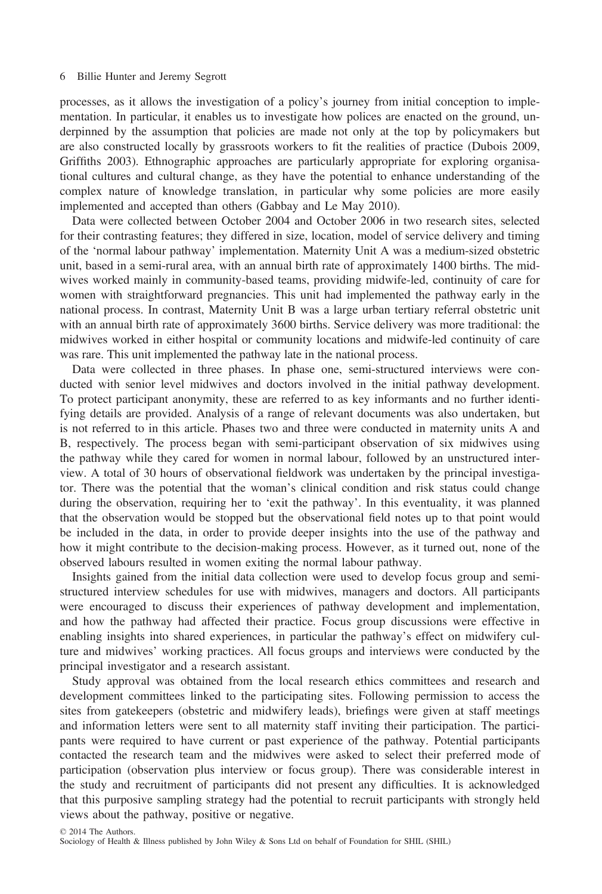processes, as it allows the investigation of a policy's journey from initial conception to implementation. In particular, it enables us to investigate how polices are enacted on the ground, underpinned by the assumption that policies are made not only at the top by policymakers but are also constructed locally by grassroots workers to fit the realities of practice (Dubois 2009, Griffiths 2003). Ethnographic approaches are particularly appropriate for exploring organisational cultures and cultural change, as they have the potential to enhance understanding of the complex nature of knowledge translation, in particular why some policies are more easily implemented and accepted than others (Gabbay and Le May 2010).

Data were collected between October 2004 and October 2006 in two research sites, selected for their contrasting features; they differed in size, location, model of service delivery and timing of the 'normal labour pathway' implementation. Maternity Unit A was a medium-sized obstetric unit, based in a semi-rural area, with an annual birth rate of approximately 1400 births. The midwives worked mainly in community-based teams, providing midwife-led, continuity of care for women with straightforward pregnancies. This unit had implemented the pathway early in the national process. In contrast, Maternity Unit B was a large urban tertiary referral obstetric unit with an annual birth rate of approximately 3600 births. Service delivery was more traditional: the midwives worked in either hospital or community locations and midwife-led continuity of care was rare. This unit implemented the pathway late in the national process.

Data were collected in three phases. In phase one, semi-structured interviews were conducted with senior level midwives and doctors involved in the initial pathway development. To protect participant anonymity, these are referred to as key informants and no further identifying details are provided. Analysis of a range of relevant documents was also undertaken, but is not referred to in this article. Phases two and three were conducted in maternity units A and B, respectively. The process began with semi-participant observation of six midwives using the pathway while they cared for women in normal labour, followed by an unstructured interview. A total of 30 hours of observational fieldwork was undertaken by the principal investigator. There was the potential that the woman's clinical condition and risk status could change during the observation, requiring her to 'exit the pathway'. In this eventuality, it was planned that the observation would be stopped but the observational field notes up to that point would be included in the data, in order to provide deeper insights into the use of the pathway and how it might contribute to the decision-making process. However, as it turned out, none of the observed labours resulted in women exiting the normal labour pathway.

Insights gained from the initial data collection were used to develop focus group and semi-structured interview schedules for use with midwives, managers and doctors. All participants were encouraged to discuss their experiences of pathway development and implementation, and how the pathway had affected their practice. Focus group discussions were effective in enabling insights into shared experiences, in particular the pathway's effect on midwifery culture and midwives' working practices. All focus groups and interviews were conducted by the principal investigator and a research assistant.

Study approval was obtained from the local research ethics committees and research and development committees linked to the participating sites. Following permission to access the sites from gatekeepers (obstetric and midwifery leads), briefings were given at staff meetings and information letters were sent to all maternity staff inviting their participation. The participants were required to have current or past experience of the pathway. Potential participants contacted the research team and the midwives were asked to select their preferred mode of participation (observation plus interview or focus group). There was considerable interest in the study and recruitment of participants did not present any difficulties. It is acknowledged that this purposive sampling strategy had the potential to recruit participants with strongly held views about the pathway, positive or negative.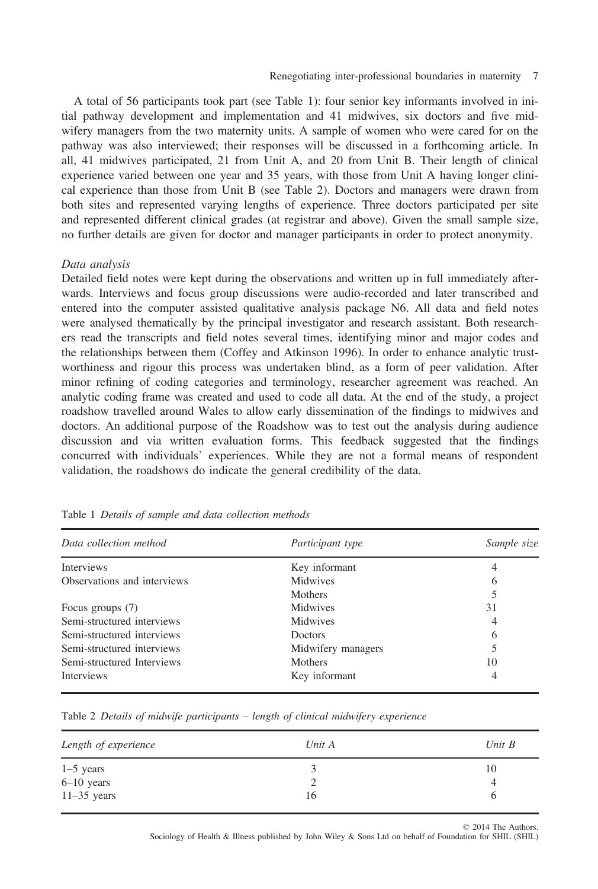A total of 56 participants took part (see Table 1): four senior key informants involved in initial pathway development and implementation and 41 midwives, six doctors and five midwifery managers from the two maternity units. A sample of women who were cared for on the pathway was also interviewed; their responses will be discussed in a forthcoming article. In all, 41 midwives participated, 21 from Unit A, and 20 from Unit B. Their length of clinical experience varied between one year and 35 years, with those from Unit A having longer clinical experience than those from Unit B (see Table 2). Doctors and managers were drawn from both sites and represented varying lengths of experience. Three doctors participated per site and represented different clinical grades (at registrar and above). Given the small sample size, no further details are given for doctor and manager participants in order to protect anonymity.

*Data analysis*

Detailed field notes were kept during the observations and written up in full immediately afterwards. Interviews and focus group discussions were audio-recorded and later transcribed and entered into the computer assisted qualitative analysis package N6. All data and field notes were analysed thematically by the principal investigator and research assistant. Both researchers read the transcripts and field notes several times, identifying minor and major codes and the relationships between them (Coffey and Atkinson 1996). In order to enhance analytic trustworthiness and rigour this process was undertaken blind, as a form of peer validation. After minor refining of coding categories and terminology, researcher agreement was reached. An analytic coding frame was created and used to code all data. At the end of the study, a project roadshow travelled around Wales to allow early dissemination of the findings to midwives and doctors. An additional purpose of the Roadshow was to test out the analysis during audience discussion and via written evaluation forms. This feedback suggested that the findings concurred with individuals' experiences. While they are not a formal means of respondent validation, the roadshows do indicate the general credibility of the data.

Table 1 *Details of sample and data collection methods*

| *Data collection method* | *Participant type* | *Sample size* |
|---|---|---|
| Interviews | Key informant | 4 |
| Observations and interviews | Midwives | 6 |
| | Mothers | 5 |
| Focus groups (7) | Midwives | 31 |
| Semi-structured interviews | Midwives | 4 |
| Semi-structured interviews | Doctors | 6 |
| Semi-structured interviews | Midwifery managers | 5 |
| Semi-structured Interviews | Mothers | 10 |
| Interviews | Key informant | 4 |

Table 2 *Details of midwife participants – length of clinical midwifery experience*

| *Length of experience* | *Unit A* | *Unit B* |
|---|---|---|
| 1–5 years | 3 | 10 |
| 6–10 years | 2 | 4 |
| 11–35 years | 16 | 6 |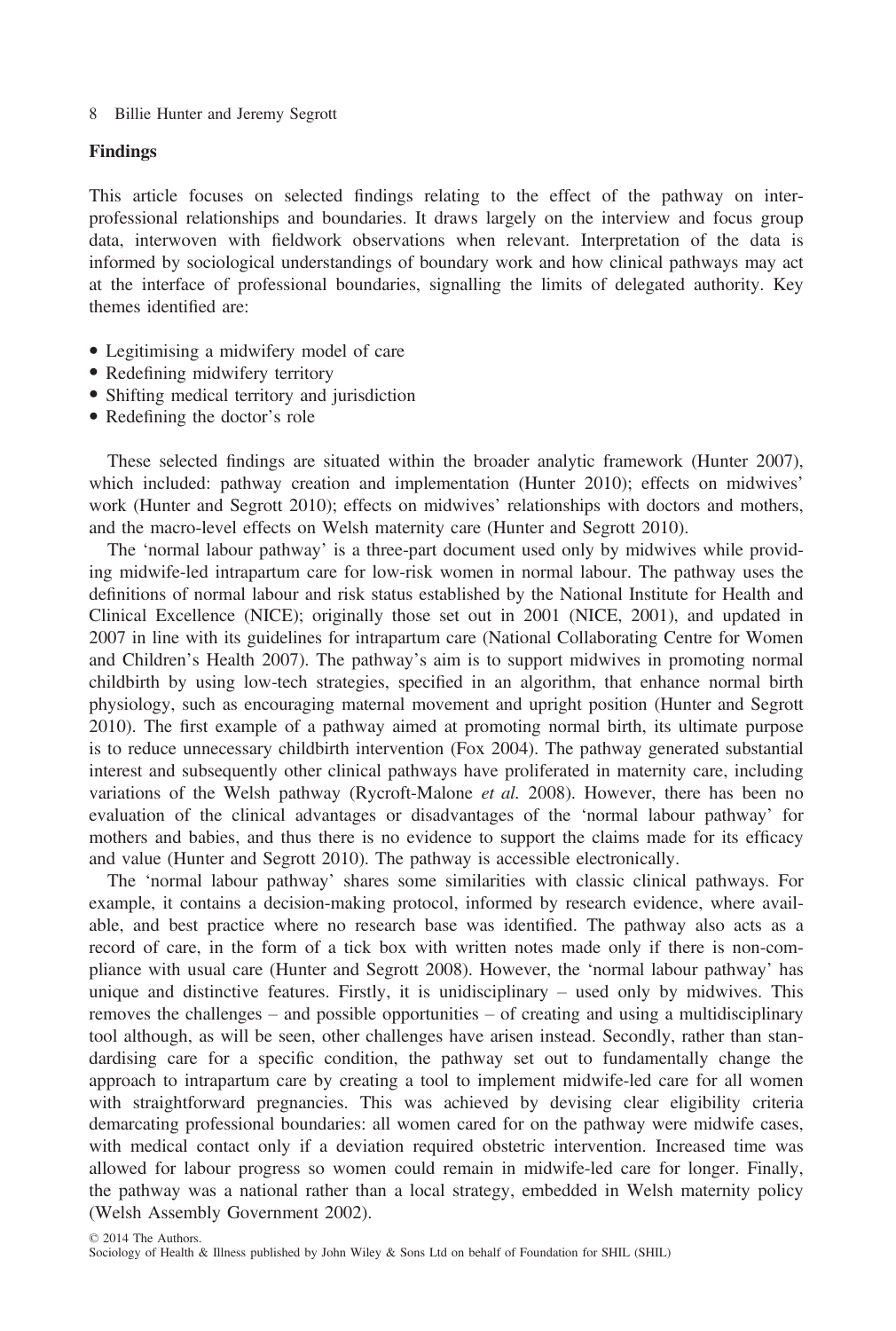## Findings

This article focuses on selected findings relating to the effect of the pathway on interprofessional relationships and boundaries. It draws largely on the interview and focus group data, interwoven with fieldwork observations when relevant. Interpretation of the data is informed by sociological understandings of boundary work and how clinical pathways may act at the interface of professional boundaries, signalling the limits of delegated authority. Key themes identified are:

- Legitimising a midwifery model of care
- Redefining midwifery territory
- Shifting medical territory and jurisdiction
- Redefining the doctor's role

These selected findings are situated within the broader analytic framework (Hunter 2007), which included: pathway creation and implementation (Hunter 2010); effects on midwives' work (Hunter and Segrott 2010); effects on midwives' relationships with doctors and mothers, and the macro-level effects on Welsh maternity care (Hunter and Segrott 2010).

The 'normal labour pathway' is a three-part document used only by midwives while providing midwife-led intrapartum care for low-risk women in normal labour. The pathway uses the definitions of normal labour and risk status established by the National Institute for Health and Clinical Excellence (NICE); originally those set out in 2001 (NICE, 2001), and updated in 2007 in line with its guidelines for intrapartum care (National Collaborating Centre for Women and Children's Health 2007). The pathway's aim is to support midwives in promoting normal childbirth by using low-tech strategies, specified in an algorithm, that enhance normal birth physiology, such as encouraging maternal movement and upright position (Hunter and Segrott 2010). The first example of a pathway aimed at promoting normal birth, its ultimate purpose is to reduce unnecessary childbirth intervention (Fox 2004). The pathway generated substantial interest and subsequently other clinical pathways have proliferated in maternity care, including variations of the Welsh pathway (Rycroft-Malone *et al.* 2008). However, there has been no evaluation of the clinical advantages or disadvantages of the 'normal labour pathway' for mothers and babies, and thus there is no evidence to support the claims made for its efficacy and value (Hunter and Segrott 2010). The pathway is accessible electronically.

The 'normal labour pathway' shares some similarities with classic clinical pathways. For example, it contains a decision-making protocol, informed by research evidence, where available, and best practice where no research base was identified. The pathway also acts as a record of care, in the form of a tick box with written notes made only if there is non-compliance with usual care (Hunter and Segrott 2008). However, the 'normal labour pathway' has unique and distinctive features. Firstly, it is unidisciplinary – used only by midwives. This removes the challenges – and possible opportunities – of creating and using a multidisciplinary tool although, as will be seen, other challenges have arisen instead. Secondly, rather than standardising care for a specific condition, the pathway set out to fundamentally change the approach to intrapartum care by creating a tool to implement midwife-led care for all women with straightforward pregnancies. This was achieved by devising clear eligibility criteria demarcating professional boundaries: all women cared for on the pathway were midwife cases, with medical contact only if a deviation required obstetric intervention. Increased time was allowed for labour progress so women could remain in midwife-led care for longer. Finally, the pathway was a national rather than a local strategy, embedded in Welsh maternity policy (Welsh Assembly Government 2002).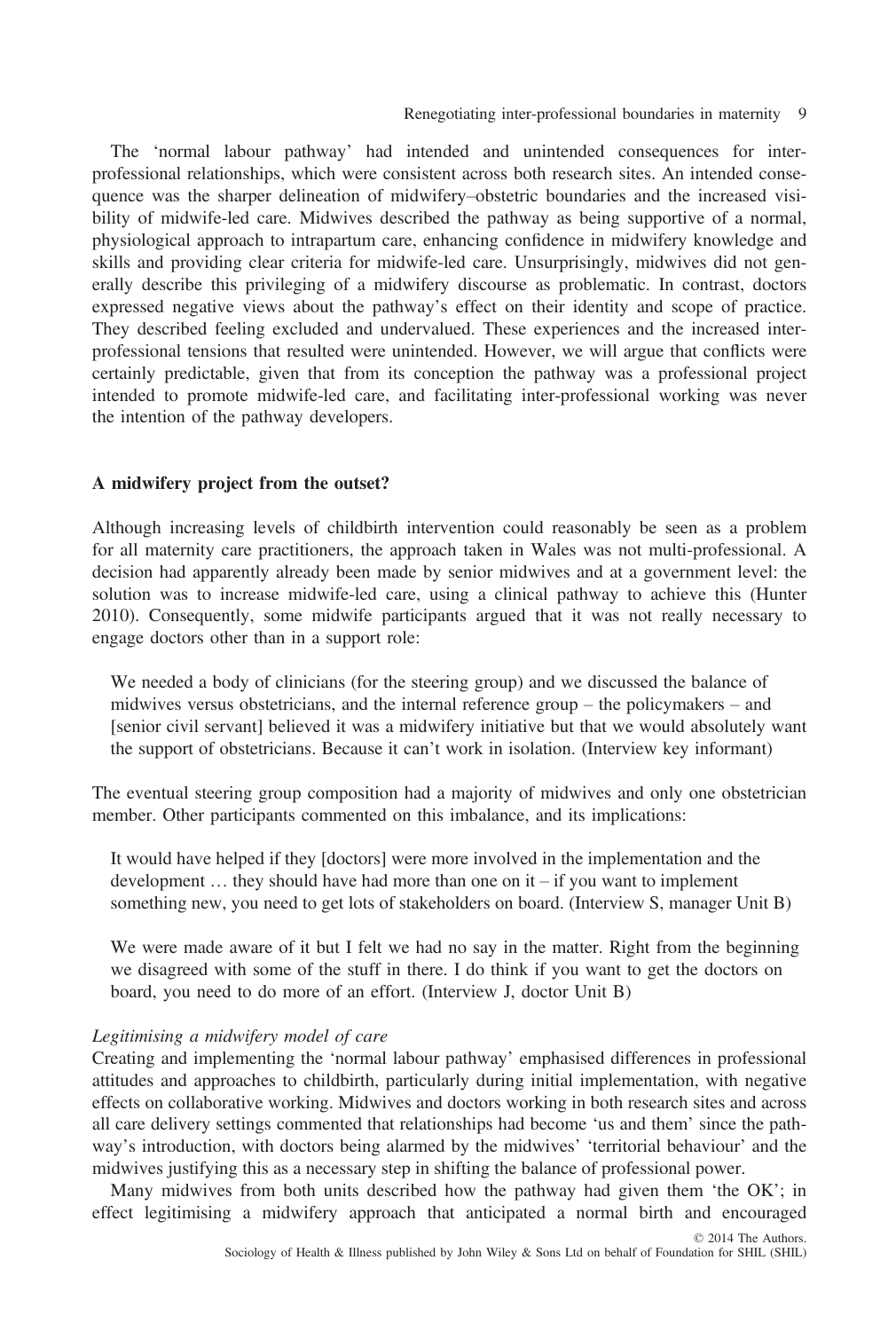The 'normal labour pathway' had intended and unintended consequences for inter-professional relationships, which were consistent across both research sites. An intended consequence was the sharper delineation of midwifery–obstetric boundaries and the increased visibility of midwife-led care. Midwives described the pathway as being supportive of a normal, physiological approach to intrapartum care, enhancing confidence in midwifery knowledge and skills and providing clear criteria for midwife-led care. Unsurprisingly, midwives did not generally describe this privileging of a midwifery discourse as problematic. In contrast, doctors expressed negative views about the pathway's effect on their identity and scope of practice. They described feeling excluded and undervalued. These experiences and the increased inter-professional tensions that resulted were unintended. However, we will argue that conflicts were certainly predictable, given that from its conception the pathway was a professional project intended to promote midwife-led care, and facilitating inter-professional working was never the intention of the pathway developers.

## A midwifery project from the outset?

Although increasing levels of childbirth intervention could reasonably be seen as a problem for all maternity care practitioners, the approach taken in Wales was not multi-professional. A decision had apparently already been made by senior midwives and at a government level: the solution was to increase midwife-led care, using a clinical pathway to achieve this (Hunter 2010). Consequently, some midwife participants argued that it was not really necessary to engage doctors other than in a support role:

> We needed a body of clinicians (for the steering group) and we discussed the balance of midwives versus obstetricians, and the internal reference group – the policymakers – and [senior civil servant] believed it was a midwifery initiative but that we would absolutely want the support of obstetricians. Because it can't work in isolation. (Interview key informant)

The eventual steering group composition had a majority of midwives and only one obstetrician member. Other participants commented on this imbalance, and its implications:

> It would have helped if they [doctors] were more involved in the implementation and the development … they should have had more than one on it – if you want to implement something new, you need to get lots of stakeholders on board. (Interview S, manager Unit B)

> We were made aware of it but I felt we had no say in the matter. Right from the beginning we disagreed with some of the stuff in there. I do think if you want to get the doctors on board, you need to do more of an effort. (Interview J, doctor Unit B)

### *Legitimising a midwifery model of care*

Creating and implementing the 'normal labour pathway' emphasised differences in professional attitudes and approaches to childbirth, particularly during initial implementation, with negative effects on collaborative working. Midwives and doctors working in both research sites and across all care delivery settings commented that relationships had become 'us and them' since the pathway's introduction, with doctors being alarmed by the midwives' 'territorial behaviour' and the midwives justifying this as a necessary step in shifting the balance of professional power.

Many midwives from both units described how the pathway had given them 'the OK'; in effect legitimising a midwifery approach that anticipated a normal birth and encouraged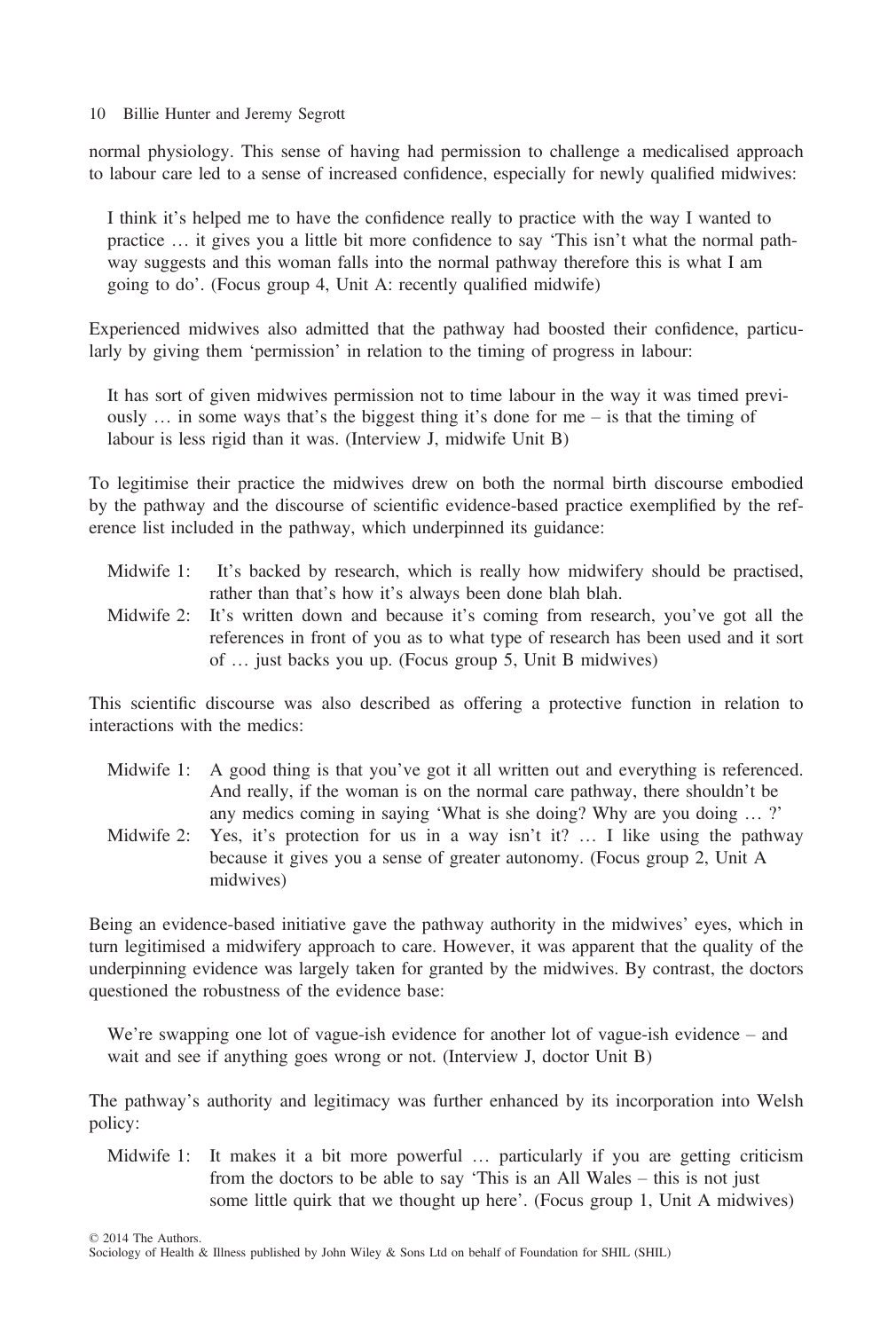normal physiology. This sense of having had permission to challenge a medicalised approach to labour care led to a sense of increased confidence, especially for newly qualified midwives:

> I think it's helped me to have the confidence really to practice with the way I wanted to practice … it gives you a little bit more confidence to say 'This isn't what the normal pathway suggests and this woman falls into the normal pathway therefore this is what I am going to do'. (Focus group 4, Unit A: recently qualified midwife)

Experienced midwives also admitted that the pathway had boosted their confidence, particularly by giving them 'permission' in relation to the timing of progress in labour:

> It has sort of given midwives permission not to time labour in the way it was timed previously … in some ways that's the biggest thing it's done for me – is that the timing of labour is less rigid than it was. (Interview J, midwife Unit B)

To legitimise their practice the midwives drew on both the normal birth discourse embodied by the pathway and the discourse of scientific evidence-based practice exemplified by the reference list included in the pathway, which underpinned its guidance:

> Midwife 1: It's backed by research, which is really how midwifery should be practised, rather than that's how it's always been done blah blah.
>
> Midwife 2: It's written down and because it's coming from research, you've got all the references in front of you as to what type of research has been used and it sort of … just backs you up. (Focus group 5, Unit B midwives)

This scientific discourse was also described as offering a protective function in relation to interactions with the medics:

> Midwife 1: A good thing is that you've got it all written out and everything is referenced. And really, if the woman is on the normal care pathway, there shouldn't be any medics coming in saying 'What is she doing? Why are you doing … ?'
>
> Midwife 2: Yes, it's protection for us in a way isn't it? … I like using the pathway because it gives you a sense of greater autonomy. (Focus group 2, Unit A midwives)

Being an evidence-based initiative gave the pathway authority in the midwives' eyes, which in turn legitimised a midwifery approach to care. However, it was apparent that the quality of the underpinning evidence was largely taken for granted by the midwives. By contrast, the doctors questioned the robustness of the evidence base:

> We're swapping one lot of vague-ish evidence for another lot of vague-ish evidence – and wait and see if anything goes wrong or not. (Interview J, doctor Unit B)

The pathway's authority and legitimacy was further enhanced by its incorporation into Welsh policy:

> Midwife 1: It makes it a bit more powerful … particularly if you are getting criticism from the doctors to be able to say 'This is an All Wales – this is not just some little quirk that we thought up here'. (Focus group 1, Unit A midwives)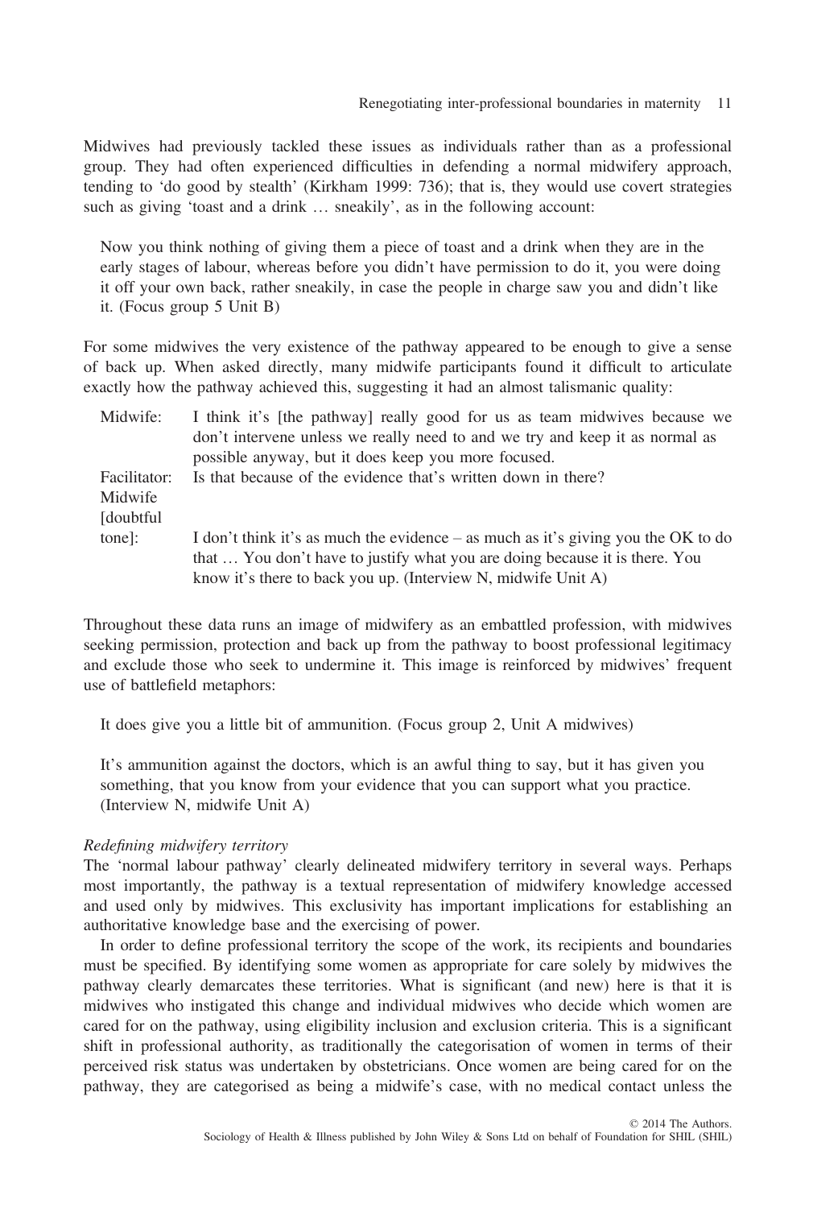Midwives had previously tackled these issues as individuals rather than as a professional group. They had often experienced difficulties in defending a normal midwifery approach, tending to 'do good by stealth' (Kirkham 1999: 736); that is, they would use covert strategies such as giving 'toast and a drink … sneakily', as in the following account:

> Now you think nothing of giving them a piece of toast and a drink when they are in the early stages of labour, whereas before you didn't have permission to do it, you were doing it off your own back, rather sneakily, in case the people in charge saw you and didn't like it. (Focus group 5 Unit B)

For some midwives the very existence of the pathway appeared to be enough to give a sense of back up. When asked directly, many midwife participants found it difficult to articulate exactly how the pathway achieved this, suggesting it had an almost talismanic quality:

> Midwife: I think it's [the pathway] really good for us as team midwives because we don't intervene unless we really need to and we try and keep it as normal as possible anyway, but it does keep you more focused.
>
> Facilitator: Is that because of the evidence that's written down in there?
>
> Midwife [doubtful tone]: I don't think it's as much the evidence – as much as it's giving you the OK to do that … You don't have to justify what you are doing because it is there. You know it's there to back you up. (Interview N, midwife Unit A)

Throughout these data runs an image of midwifery as an embattled profession, with midwives seeking permission, protection and back up from the pathway to boost professional legitimacy and exclude those who seek to undermine it. This image is reinforced by midwives' frequent use of battlefield metaphors:

> It does give you a little bit of ammunition. (Focus group 2, Unit A midwives)

> It's ammunition against the doctors, which is an awful thing to say, but it has given you something, that you know from your evidence that you can support what you practice. (Interview N, midwife Unit A)

*Redefining midwifery territory*

The 'normal labour pathway' clearly delineated midwifery territory in several ways. Perhaps most importantly, the pathway is a textual representation of midwifery knowledge accessed and used only by midwives. This exclusivity has important implications for establishing an authoritative knowledge base and the exercising of power.

In order to define professional territory the scope of the work, its recipients and boundaries must be specified. By identifying some women as appropriate for care solely by midwives the pathway clearly demarcates these territories. What is significant (and new) here is that it is midwives who instigated this change and individual midwives who decide which women are cared for on the pathway, using eligibility inclusion and exclusion criteria. This is a significant shift in professional authority, as traditionally the categorisation of women in terms of their perceived risk status was undertaken by obstetricians. Once women are being cared for on the pathway, they are categorised as being a midwife's case, with no medical contact unless the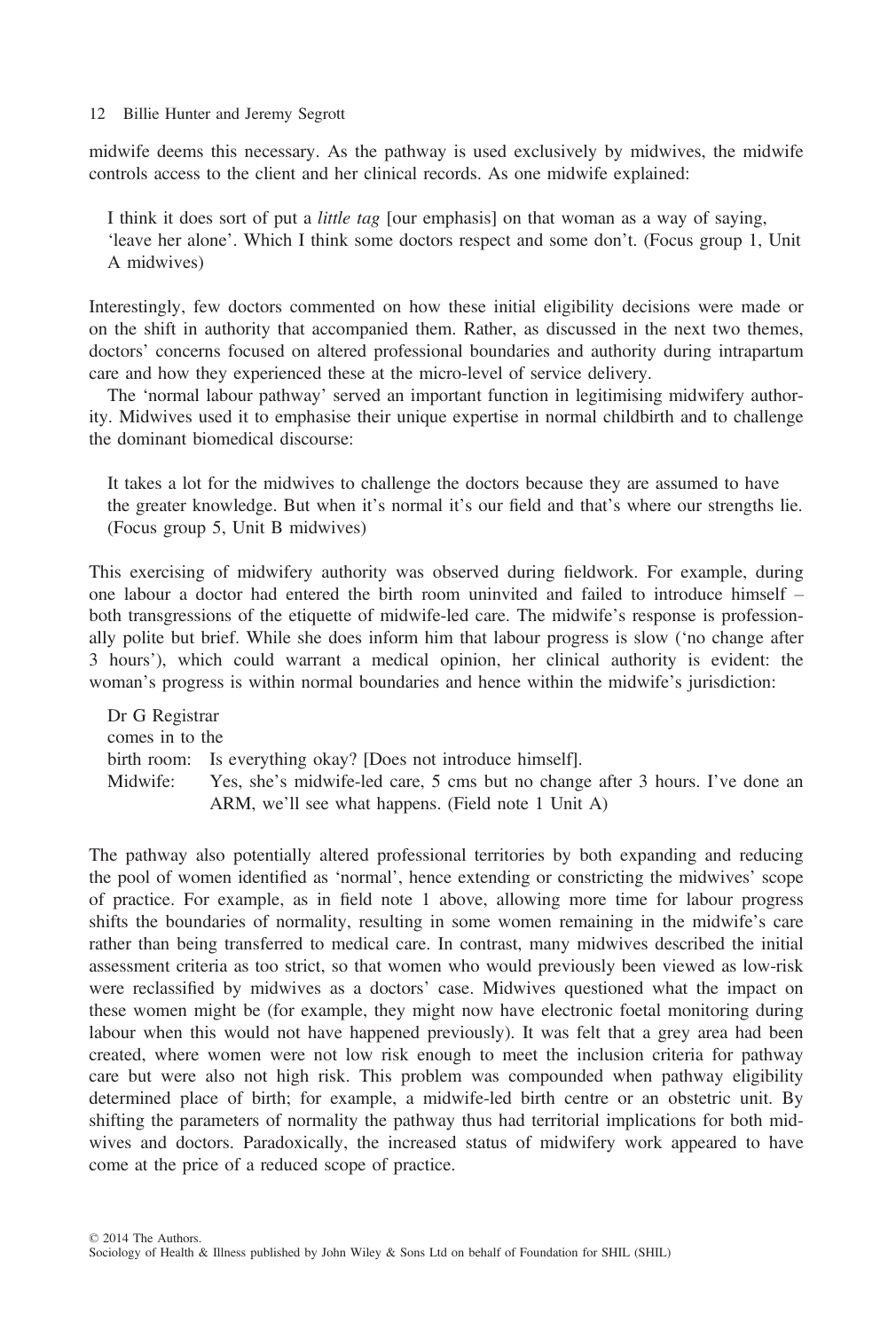midwife deems this necessary. As the pathway is used exclusively by midwives, the midwife controls access to the client and her clinical records. As one midwife explained:

> I think it does sort of put a *little tag* [our emphasis] on that woman as a way of saying, 'leave her alone'. Which I think some doctors respect and some don't. (Focus group 1, Unit A midwives)

Interestingly, few doctors commented on how these initial eligibility decisions were made or on the shift in authority that accompanied them. Rather, as discussed in the next two themes, doctors' concerns focused on altered professional boundaries and authority during intrapartum care and how they experienced these at the micro-level of service delivery.

The 'normal labour pathway' served an important function in legitimising midwifery authority. Midwives used it to emphasise their unique expertise in normal childbirth and to challenge the dominant biomedical discourse:

> It takes a lot for the midwives to challenge the doctors because they are assumed to have the greater knowledge. But when it's normal it's our field and that's where our strengths lie. (Focus group 5, Unit B midwives)

This exercising of midwifery authority was observed during fieldwork. For example, during one labour a doctor had entered the birth room uninvited and failed to introduce himself – both transgressions of the etiquette of midwife-led care. The midwife's response is professionally polite but brief. While she does inform him that labour progress is slow ('no change after 3 hours'), which could warrant a medical opinion, her clinical authority is evident: the woman's progress is within normal boundaries and hence within the midwife's jurisdiction:

> Dr G Registrar comes in to the birth room: Is everything okay? [Does not introduce himself].
> Midwife: Yes, she's midwife-led care, 5 cms but no change after 3 hours. I've done an ARM, we'll see what happens. (Field note 1 Unit A)

The pathway also potentially altered professional territories by both expanding and reducing the pool of women identified as 'normal', hence extending or constricting the midwives' scope of practice. For example, as in field note 1 above, allowing more time for labour progress shifts the boundaries of normality, resulting in some women remaining in the midwife's care rather than being transferred to medical care. In contrast, many midwives described the initial assessment criteria as too strict, so that women who would previously been viewed as low-risk were reclassified by midwives as a doctors' case. Midwives questioned what the impact on these women might be (for example, they might now have electronic foetal monitoring during labour when this would not have happened previously). It was felt that a grey area had been created, where women were not low risk enough to meet the inclusion criteria for pathway care but were also not high risk. This problem was compounded when pathway eligibility determined place of birth; for example, a midwife-led birth centre or an obstetric unit. By shifting the parameters of normality the pathway thus had territorial implications for both midwives and doctors. Paradoxically, the increased status of midwifery work appeared to have come at the price of a reduced scope of practice.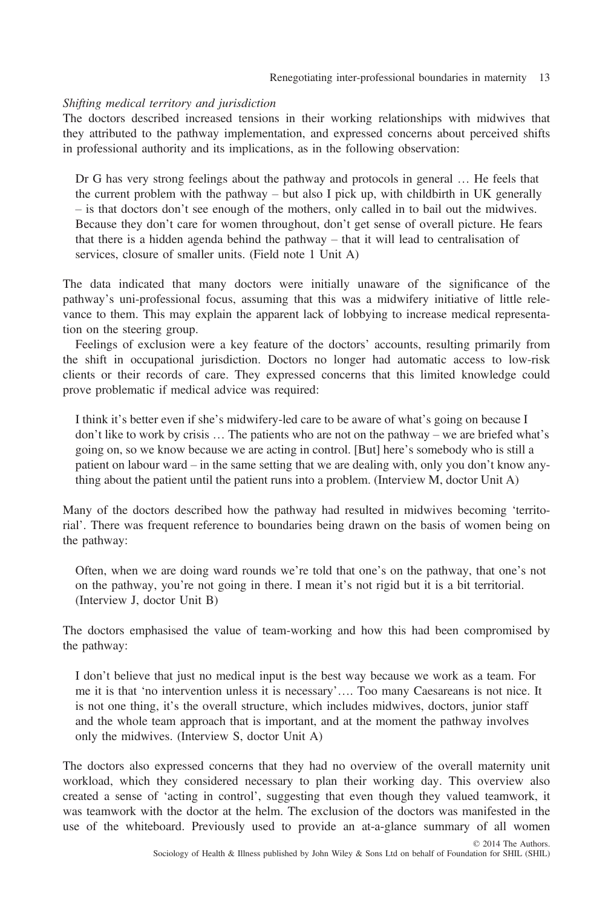*Shifting medical territory and jurisdiction*

The doctors described increased tensions in their working relationships with midwives that they attributed to the pathway implementation, and expressed concerns about perceived shifts in professional authority and its implications, as in the following observation:

> Dr G has very strong feelings about the pathway and protocols in general … He feels that the current problem with the pathway – but also I pick up, with childbirth in UK generally – is that doctors don't see enough of the mothers, only called in to bail out the midwives. Because they don't care for women throughout, don't get sense of overall picture. He fears that there is a hidden agenda behind the pathway – that it will lead to centralisation of services, closure of smaller units. (Field note 1 Unit A)

The data indicated that many doctors were initially unaware of the significance of the pathway's uni-professional focus, assuming that this was a midwifery initiative of little relevance to them. This may explain the apparent lack of lobbying to increase medical representation on the steering group.

Feelings of exclusion were a key feature of the doctors' accounts, resulting primarily from the shift in occupational jurisdiction. Doctors no longer had automatic access to low-risk clients or their records of care. They expressed concerns that this limited knowledge could prove problematic if medical advice was required:

> I think it's better even if she's midwifery-led care to be aware of what's going on because I don't like to work by crisis … The patients who are not on the pathway – we are briefed what's going on, so we know because we are acting in control. [But] here's somebody who is still a patient on labour ward – in the same setting that we are dealing with, only you don't know anything about the patient until the patient runs into a problem. (Interview M, doctor Unit A)

Many of the doctors described how the pathway had resulted in midwives becoming 'territorial'. There was frequent reference to boundaries being drawn on the basis of women being on the pathway:

> Often, when we are doing ward rounds we're told that one's on the pathway, that one's not on the pathway, you're not going in there. I mean it's not rigid but it is a bit territorial. (Interview J, doctor Unit B)

The doctors emphasised the value of team-working and how this had been compromised by the pathway:

> I don't believe that just no medical input is the best way because we work as a team. For me it is that 'no intervention unless it is necessary'…. Too many Caesareans is not nice. It is not one thing, it's the overall structure, which includes midwives, doctors, junior staff and the whole team approach that is important, and at the moment the pathway involves only the midwives. (Interview S, doctor Unit A)

The doctors also expressed concerns that they had no overview of the overall maternity unit workload, which they considered necessary to plan their working day. This overview also created a sense of 'acting in control', suggesting that even though they valued teamwork, it was teamwork with the doctor at the helm. The exclusion of the doctors was manifested in the use of the whiteboard. Previously used to provide an at-a-glance summary of all women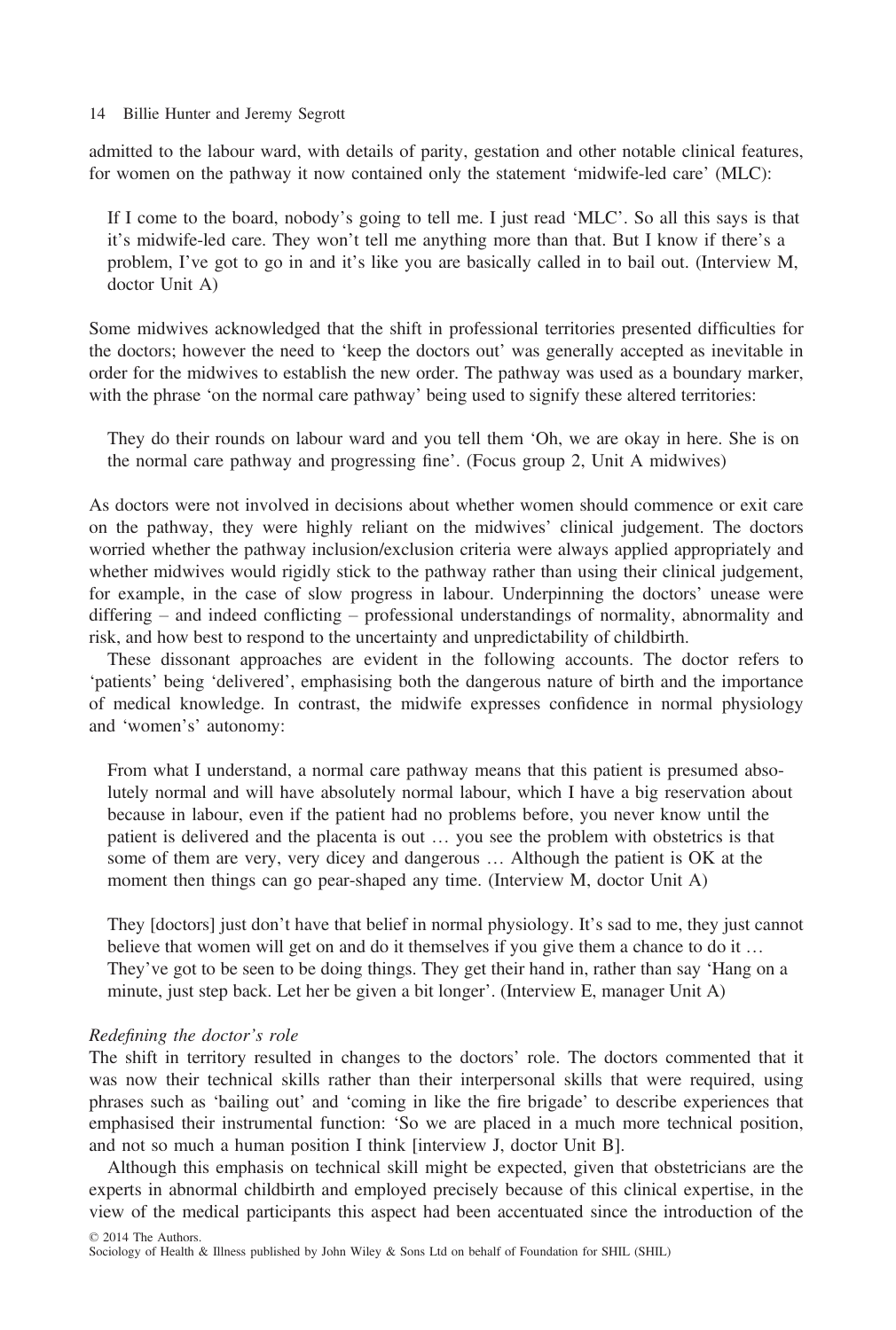admitted to the labour ward, with details of parity, gestation and other notable clinical features, for women on the pathway it now contained only the statement 'midwife-led care' (MLC):

> If I come to the board, nobody's going to tell me. I just read 'MLC'. So all this says is that it's midwife-led care. They won't tell me anything more than that. But I know if there's a problem, I've got to go in and it's like you are basically called in to bail out. (Interview M, doctor Unit A)

Some midwives acknowledged that the shift in professional territories presented difficulties for the doctors; however the need to 'keep the doctors out' was generally accepted as inevitable in order for the midwives to establish the new order. The pathway was used as a boundary marker, with the phrase 'on the normal care pathway' being used to signify these altered territories:

> They do their rounds on labour ward and you tell them 'Oh, we are okay in here. She is on the normal care pathway and progressing fine'. (Focus group 2, Unit A midwives)

As doctors were not involved in decisions about whether women should commence or exit care on the pathway, they were highly reliant on the midwives' clinical judgement. The doctors worried whether the pathway inclusion/exclusion criteria were always applied appropriately and whether midwives would rigidly stick to the pathway rather than using their clinical judgement, for example, in the case of slow progress in labour. Underpinning the doctors' unease were differing – and indeed conflicting – professional understandings of normality, abnormality and risk, and how best to respond to the uncertainty and unpredictability of childbirth.

These dissonant approaches are evident in the following accounts. The doctor refers to 'patients' being 'delivered', emphasising both the dangerous nature of birth and the importance of medical knowledge. In contrast, the midwife expresses confidence in normal physiology and 'women's' autonomy:

> From what I understand, a normal care pathway means that this patient is presumed absolutely normal and will have absolutely normal labour, which I have a big reservation about because in labour, even if the patient had no problems before, you never know until the patient is delivered and the placenta is out … you see the problem with obstetrics is that some of them are very, very dicey and dangerous … Although the patient is OK at the moment then things can go pear-shaped any time. (Interview M, doctor Unit A)

> They [doctors] just don't have that belief in normal physiology. It's sad to me, they just cannot believe that women will get on and do it themselves if you give them a chance to do it … They've got to be seen to be doing things. They get their hand in, rather than say 'Hang on a minute, just step back. Let her be given a bit longer'. (Interview E, manager Unit A)

*Redefining the doctor's role*

The shift in territory resulted in changes to the doctors' role. The doctors commented that it was now their technical skills rather than their interpersonal skills that were required, using phrases such as 'bailing out' and 'coming in like the fire brigade' to describe experiences that emphasised their instrumental function: 'So we are placed in a much more technical position, and not so much a human position I think [interview J, doctor Unit B].

Although this emphasis on technical skill might be expected, given that obstetricians are the experts in abnormal childbirth and employed precisely because of this clinical expertise, in the view of the medical participants this aspect had been accentuated since the introduction of the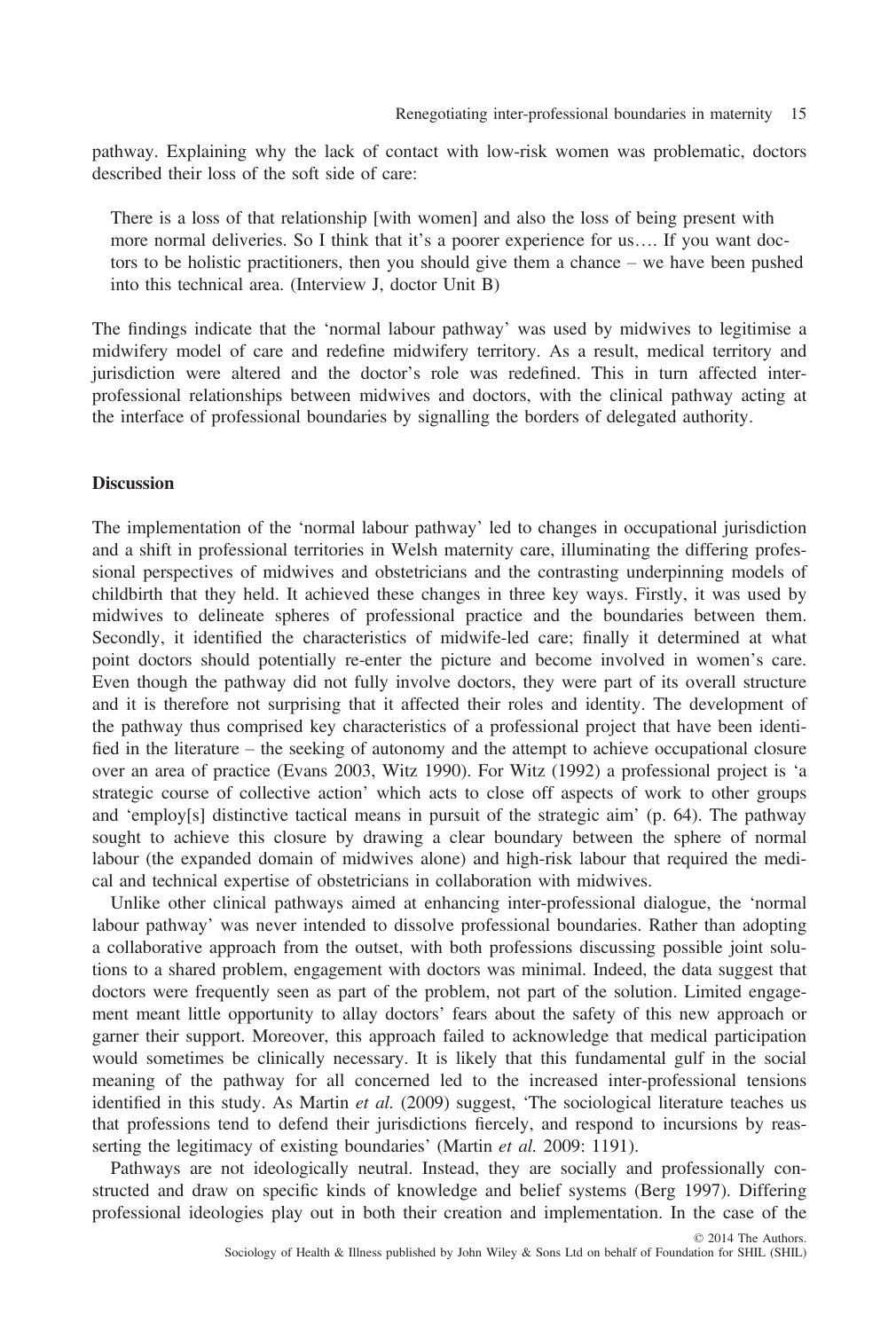pathway. Explaining why the lack of contact with low-risk women was problematic, doctors described their loss of the soft side of care:

> There is a loss of that relationship [with women] and also the loss of being present with more normal deliveries. So I think that it's a poorer experience for us…. If you want doctors to be holistic practitioners, then you should give them a chance – we have been pushed into this technical area. (Interview J, doctor Unit B)

The findings indicate that the 'normal labour pathway' was used by midwives to legitimise a midwifery model of care and redefine midwifery territory. As a result, medical territory and jurisdiction were altered and the doctor's role was redefined. This in turn affected inter-professional relationships between midwives and doctors, with the clinical pathway acting at the interface of professional boundaries by signalling the borders of delegated authority.

## Discussion

The implementation of the 'normal labour pathway' led to changes in occupational jurisdiction and a shift in professional territories in Welsh maternity care, illuminating the differing professional perspectives of midwives and obstetricians and the contrasting underpinning models of childbirth that they held. It achieved these changes in three key ways. Firstly, it was used by midwives to delineate spheres of professional practice and the boundaries between them. Secondly, it identified the characteristics of midwife-led care; finally it determined at what point doctors should potentially re-enter the picture and become involved in women's care. Even though the pathway did not fully involve doctors, they were part of its overall structure and it is therefore not surprising that it affected their roles and identity. The development of the pathway thus comprised key characteristics of a professional project that have been identified in the literature – the seeking of autonomy and the attempt to achieve occupational closure over an area of practice (Evans 2003, Witz 1990). For Witz (1992) a professional project is 'a strategic course of collective action' which acts to close off aspects of work to other groups and 'employ[s] distinctive tactical means in pursuit of the strategic aim' (p. 64). The pathway sought to achieve this closure by drawing a clear boundary between the sphere of normal labour (the expanded domain of midwives alone) and high-risk labour that required the medical and technical expertise of obstetricians in collaboration with midwives.

Unlike other clinical pathways aimed at enhancing inter-professional dialogue, the 'normal labour pathway' was never intended to dissolve professional boundaries. Rather than adopting a collaborative approach from the outset, with both professions discussing possible joint solutions to a shared problem, engagement with doctors was minimal. Indeed, the data suggest that doctors were frequently seen as part of the problem, not part of the solution. Limited engagement meant little opportunity to allay doctors' fears about the safety of this new approach or garner their support. Moreover, this approach failed to acknowledge that medical participation would sometimes be clinically necessary. It is likely that this fundamental gulf in the social meaning of the pathway for all concerned led to the increased inter-professional tensions identified in this study. As Martin *et al.* (2009) suggest, 'The sociological literature teaches us that professions tend to defend their jurisdictions fiercely, and respond to incursions by reasserting the legitimacy of existing boundaries' (Martin *et al.* 2009: 1191).

Pathways are not ideologically neutral. Instead, they are socially and professionally constructed and draw on specific kinds of knowledge and belief systems (Berg 1997). Differing professional ideologies play out in both their creation and implementation. In the case of the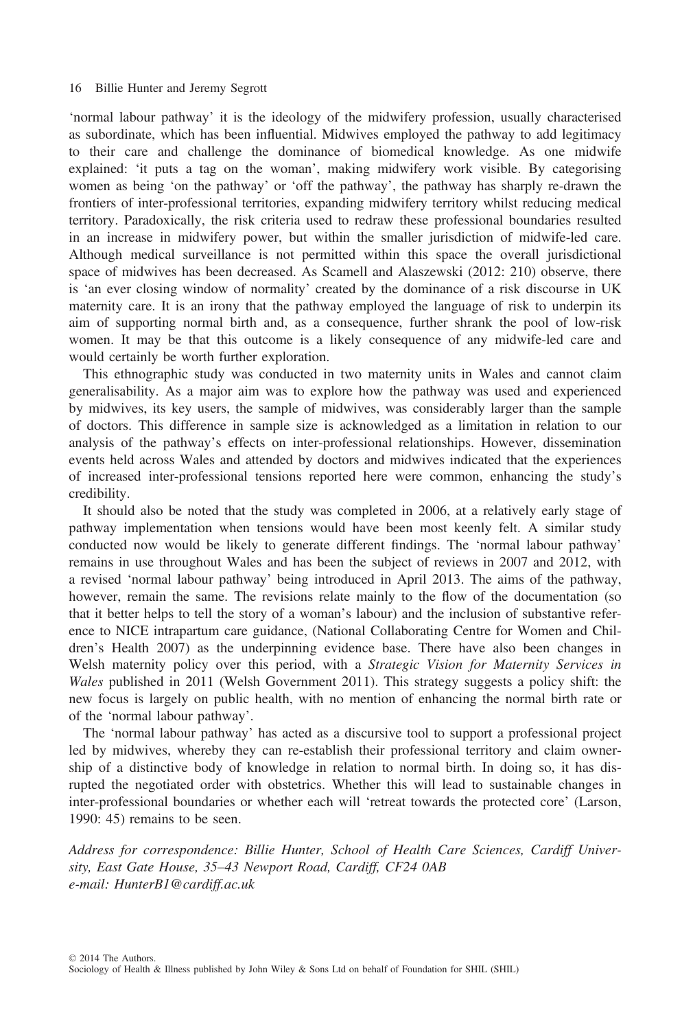'normal labour pathway' it is the ideology of the midwifery profession, usually characterised as subordinate, which has been influential. Midwives employed the pathway to add legitimacy to their care and challenge the dominance of biomedical knowledge. As one midwife explained: 'it puts a tag on the woman', making midwifery work visible. By categorising women as being 'on the pathway' or 'off the pathway', the pathway has sharply re-drawn the frontiers of inter-professional territories, expanding midwifery territory whilst reducing medical territory. Paradoxically, the risk criteria used to redraw these professional boundaries resulted in an increase in midwifery power, but within the smaller jurisdiction of midwife-led care. Although medical surveillance is not permitted within this space the overall jurisdictional space of midwives has been decreased. As Scamell and Alaszewski (2012: 210) observe, there is 'an ever closing window of normality' created by the dominance of a risk discourse in UK maternity care. It is an irony that the pathway employed the language of risk to underpin its aim of supporting normal birth and, as a consequence, further shrank the pool of low-risk women. It may be that this outcome is a likely consequence of any midwife-led care and would certainly be worth further exploration.

This ethnographic study was conducted in two maternity units in Wales and cannot claim generalisability. As a major aim was to explore how the pathway was used and experienced by midwives, its key users, the sample of midwives, was considerably larger than the sample of doctors. This difference in sample size is acknowledged as a limitation in relation to our analysis of the pathway's effects on inter-professional relationships. However, dissemination events held across Wales and attended by doctors and midwives indicated that the experiences of increased inter-professional tensions reported here were common, enhancing the study's credibility.

It should also be noted that the study was completed in 2006, at a relatively early stage of pathway implementation when tensions would have been most keenly felt. A similar study conducted now would be likely to generate different findings. The 'normal labour pathway' remains in use throughout Wales and has been the subject of reviews in 2007 and 2012, with a revised 'normal labour pathway' being introduced in April 2013. The aims of the pathway, however, remain the same. The revisions relate mainly to the flow of the documentation (so that it better helps to tell the story of a woman's labour) and the inclusion of substantive reference to NICE intrapartum care guidance, (National Collaborating Centre for Women and Children's Health 2007) as the underpinning evidence base. There have also been changes in Welsh maternity policy over this period, with a *Strategic Vision for Maternity Services in Wales* published in 2011 (Welsh Government 2011). This strategy suggests a policy shift: the new focus is largely on public health, with no mention of enhancing the normal birth rate or of the 'normal labour pathway'.

The 'normal labour pathway' has acted as a discursive tool to support a professional project led by midwives, whereby they can re-establish their professional territory and claim ownership of a distinctive body of knowledge in relation to normal birth. In doing so, it has disrupted the negotiated order with obstetrics. Whether this will lead to sustainable changes in inter-professional boundaries or whether each will 'retreat towards the protected core' (Larson, 1990: 45) remains to be seen.

*Address for correspondence: Billie Hunter, School of Health Care Sciences, Cardiff University, East Gate House, 35–43 Newport Road, Cardiff, CF24 0AB*
*e-mail: HunterB1@cardiff.ac.uk*

© 2014 The Authors.
Sociology of Health & Illness published by John Wiley & Sons Ltd on behalf of Foundation for SHIL (SHIL)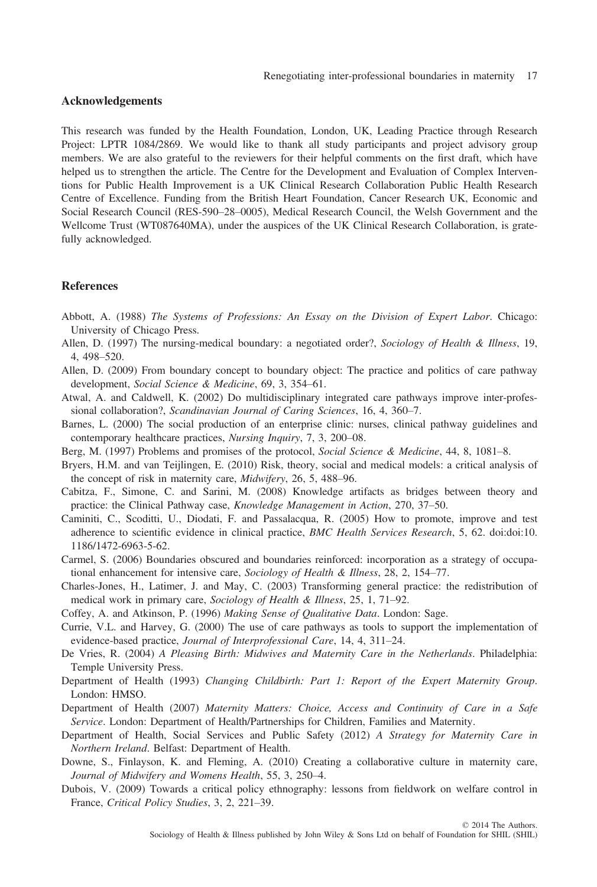## Acknowledgements

This research was funded by the Health Foundation, London, UK, Leading Practice through Research Project: LPTR 1084/2869. We would like to thank all study participants and project advisory group members. We are also grateful to the reviewers for their helpful comments on the first draft, which have helped us to strengthen the article. The Centre for the Development and Evaluation of Complex Interventions for Public Health Improvement is a UK Clinical Research Collaboration Public Health Research Centre of Excellence. Funding from the British Heart Foundation, Cancer Research UK, Economic and Social Research Council (RES-590–28–0005), Medical Research Council, the Welsh Government and the Wellcome Trust (WT087640MA), under the auspices of the UK Clinical Research Collaboration, is gratefully acknowledged.

## References

Abbott, A. (1988) *The Systems of Professions: An Essay on the Division of Expert Labor*. Chicago: University of Chicago Press.

Allen, D. (1997) The nursing-medical boundary: a negotiated order?, *Sociology of Health & Illness*, 19, 4, 498–520.

Allen, D. (2009) From boundary concept to boundary object: The practice and politics of care pathway development, *Social Science & Medicine*, 69, 3, 354–61.

Atwal, A. and Caldwell, K. (2002) Do multidisciplinary integrated care pathways improve inter-professional collaboration?, *Scandinavian Journal of Caring Sciences*, 16, 4, 360–7.

Barnes, L. (2000) The social production of an enterprise clinic: nurses, clinical pathway guidelines and contemporary healthcare practices, *Nursing Inquiry*, 7, 3, 200–08.

Berg, M. (1997) Problems and promises of the protocol, *Social Science & Medicine*, 44, 8, 1081–8.

Bryers, H.M. and van Teijlingen, E. (2010) Risk, theory, social and medical models: a critical analysis of the concept of risk in maternity care, *Midwifery*, 26, 5, 488–96.

Cabitza, F., Simone, C. and Sarini, M. (2008) Knowledge artifacts as bridges between theory and practice: the Clinical Pathway case, *Knowledge Management in Action*, 270, 37–50.

Caminiti, C., Scoditti, U., Diodati, F. and Passalacqua, R. (2005) How to promote, improve and test adherence to scientific evidence in clinical practice, *BMC Health Services Research*, 5, 62. doi:doi:10.1186/1472-6963-5-62.

Carmel, S. (2006) Boundaries obscured and boundaries reinforced: incorporation as a strategy of occupational enhancement for intensive care, *Sociology of Health & Illness*, 28, 2, 154–77.

Charles-Jones, H., Latimer, J. and May, C. (2003) Transforming general practice: the redistribution of medical work in primary care, *Sociology of Health & Illness*, 25, 1, 71–92.

Coffey, A. and Atkinson, P. (1996) *Making Sense of Qualitative Data*. London: Sage.

Currie, V.L. and Harvey, G. (2000) The use of care pathways as tools to support the implementation of evidence-based practice, *Journal of Interprofessional Care*, 14, 4, 311–24.

De Vries, R. (2004) *A Pleasing Birth: Midwives and Maternity Care in the Netherlands*. Philadelphia: Temple University Press.

Department of Health (1993) *Changing Childbirth: Part 1: Report of the Expert Maternity Group*. London: HMSO.

Department of Health (2007) *Maternity Matters: Choice, Access and Continuity of Care in a Safe Service*. London: Department of Health/Partnerships for Children, Families and Maternity.

Department of Health, Social Services and Public Safety (2012) *A Strategy for Maternity Care in Northern Ireland*. Belfast: Department of Health.

Downe, S., Finlayson, K. and Fleming, A. (2010) Creating a collaborative culture in maternity care, *Journal of Midwifery and Womens Health*, 55, 3, 250–4.

Dubois, V. (2009) Towards a critical policy ethnography: lessons from fieldwork on welfare control in France, *Critical Policy Studies*, 3, 2, 221–39.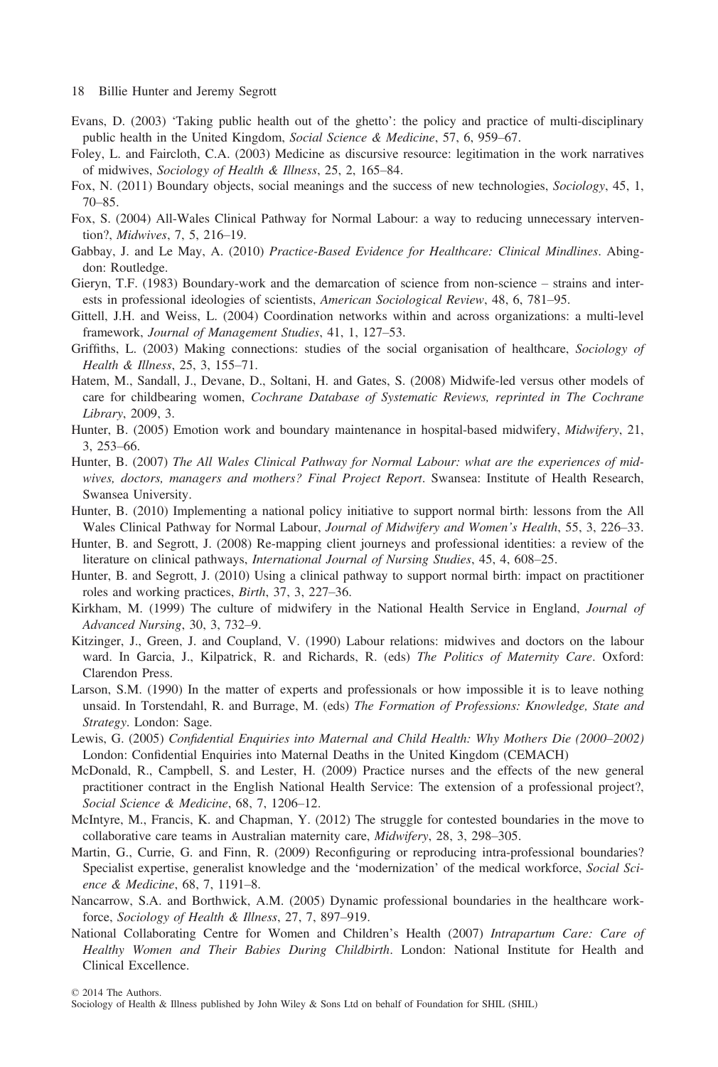Evans, D. (2003) 'Taking public health out of the ghetto': the policy and practice of multi-disciplinary public health in the United Kingdom, *Social Science & Medicine*, 57, 6, 959–67.

Foley, L. and Faircloth, C.A. (2003) Medicine as discursive resource: legitimation in the work narratives of midwives, *Sociology of Health & Illness*, 25, 2, 165–84.

Fox, N. (2011) Boundary objects, social meanings and the success of new technologies, *Sociology*, 45, 1, 70–85.

Fox, S. (2004) All-Wales Clinical Pathway for Normal Labour: a way to reducing unnecessary intervention?, *Midwives*, 7, 5, 216–19.

Gabbay, J. and Le May, A. (2010) *Practice-Based Evidence for Healthcare: Clinical Mindlines*. Abingdon: Routledge.

Gieryn, T.F. (1983) Boundary-work and the demarcation of science from non-science – strains and interests in professional ideologies of scientists, *American Sociological Review*, 48, 6, 781–95.

Gittell, J.H. and Weiss, L. (2004) Coordination networks within and across organizations: a multi-level framework, *Journal of Management Studies*, 41, 1, 127–53.

Griffiths, L. (2003) Making connections: studies of the social organisation of healthcare, *Sociology of Health & Illness*, 25, 3, 155–71.

Hatem, M., Sandall, J., Devane, D., Soltani, H. and Gates, S. (2008) Midwife-led versus other models of care for childbearing women, *Cochrane Database of Systematic Reviews, reprinted in The Cochrane Library*, 2009, 3.

Hunter, B. (2005) Emotion work and boundary maintenance in hospital-based midwifery, *Midwifery*, 21, 3, 253–66.

Hunter, B. (2007) *The All Wales Clinical Pathway for Normal Labour: what are the experiences of midwives, doctors, managers and mothers? Final Project Report*. Swansea: Institute of Health Research, Swansea University.

Hunter, B. (2010) Implementing a national policy initiative to support normal birth: lessons from the All Wales Clinical Pathway for Normal Labour, *Journal of Midwifery and Women's Health*, 55, 3, 226–33.

Hunter, B. and Segrott, J. (2008) Re-mapping client journeys and professional identities: a review of the literature on clinical pathways, *International Journal of Nursing Studies*, 45, 4, 608–25.

Hunter, B. and Segrott, J. (2010) Using a clinical pathway to support normal birth: impact on practitioner roles and working practices, *Birth*, 37, 3, 227–36.

Kirkham, M. (1999) The culture of midwifery in the National Health Service in England, *Journal of Advanced Nursing*, 30, 3, 732–9.

Kitzinger, J., Green, J. and Coupland, V. (1990) Labour relations: midwives and doctors on the labour ward. In Garcia, J., Kilpatrick, R. and Richards, R. (eds) *The Politics of Maternity Care*. Oxford: Clarendon Press.

Larson, S.M. (1990) In the matter of experts and professionals or how impossible it is to leave nothing unsaid. In Torstendahl, R. and Burrage, M. (eds) *The Formation of Professions: Knowledge, State and Strategy*. London: Sage.

Lewis, G. (2005) *Confidential Enquiries into Maternal and Child Health: Why Mothers Die (2000–2002)* London: Confidential Enquiries into Maternal Deaths in the United Kingdom (CEMACH)

McDonald, R., Campbell, S. and Lester, H. (2009) Practice nurses and the effects of the new general practitioner contract in the English National Health Service: The extension of a professional project?, *Social Science & Medicine*, 68, 7, 1206–12.

McIntyre, M., Francis, K. and Chapman, Y. (2012) The struggle for contested boundaries in the move to collaborative care teams in Australian maternity care, *Midwifery*, 28, 3, 298–305.

Martin, G., Currie, G. and Finn, R. (2009) Reconfiguring or reproducing intra-professional boundaries? Specialist expertise, generalist knowledge and the 'modernization' of the medical workforce, *Social Science & Medicine*, 68, 7, 1191–8.

Nancarrow, S.A. and Borthwick, A.M. (2005) Dynamic professional boundaries in the healthcare workforce, *Sociology of Health & Illness*, 27, 7, 897–919.

National Collaborating Centre for Women and Children's Health (2007) *Intrapartum Care: Care of Healthy Women and Their Babies During Childbirth*. London: National Institute for Health and Clinical Excellence.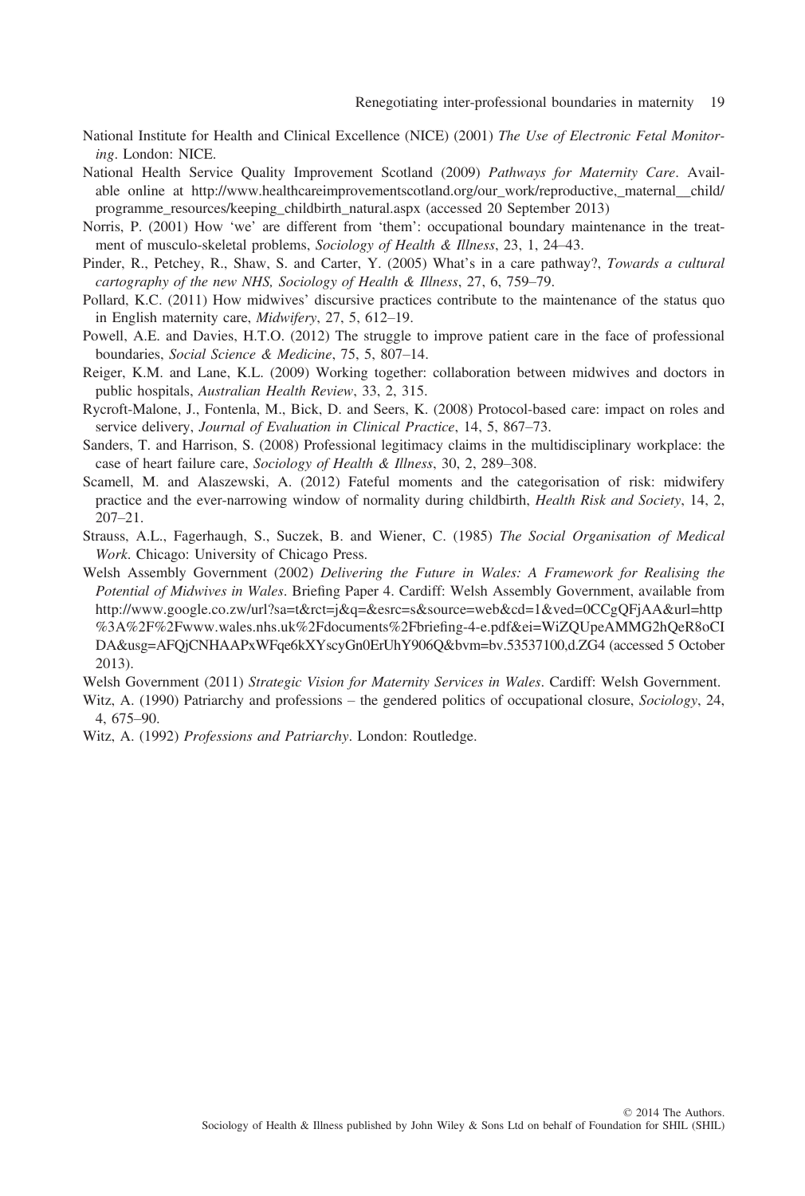National Institute for Health and Clinical Excellence (NICE) (2001) *The Use of Electronic Fetal Monitoring*. London: NICE.

National Health Service Quality Improvement Scotland (2009) *Pathways for Maternity Care*. Available online at http://www.healthcareimprovementscotland.org/our_work/reproductive,_maternal__child/programme_resources/keeping_childbirth_natural.aspx (accessed 20 September 2013)

Norris, P. (2001) How 'we' are different from 'them': occupational boundary maintenance in the treatment of musculo-skeletal problems, *Sociology of Health & Illness*, 23, 1, 24–43.

Pinder, R., Petchey, R., Shaw, S. and Carter, Y. (2005) What's in a care pathway?, *Towards a cultural cartography of the new NHS, Sociology of Health & Illness*, 27, 6, 759–79.

Pollard, K.C. (2011) How midwives' discursive practices contribute to the maintenance of the status quo in English maternity care, *Midwifery*, 27, 5, 612–19.

Powell, A.E. and Davies, H.T.O. (2012) The struggle to improve patient care in the face of professional boundaries, *Social Science & Medicine*, 75, 5, 807–14.

Reiger, K.M. and Lane, K.L. (2009) Working together: collaboration between midwives and doctors in public hospitals, *Australian Health Review*, 33, 2, 315.

Rycroft-Malone, J., Fontenla, M., Bick, D. and Seers, K. (2008) Protocol-based care: impact on roles and service delivery, *Journal of Evaluation in Clinical Practice*, 14, 5, 867–73.

Sanders, T. and Harrison, S. (2008) Professional legitimacy claims in the multidisciplinary workplace: the case of heart failure care, *Sociology of Health & Illness*, 30, 2, 289–308.

Scamell, M. and Alaszewski, A. (2012) Fateful moments and the categorisation of risk: midwifery practice and the ever-narrowing window of normality during childbirth, *Health Risk and Society*, 14, 2, 207–21.

Strauss, A.L., Fagerhaugh, S., Suczek, B. and Wiener, C. (1985) *The Social Organisation of Medical Work*. Chicago: University of Chicago Press.

Welsh Assembly Government (2002) *Delivering the Future in Wales: A Framework for Realising the Potential of Midwives in Wales*. Briefing Paper 4. Cardiff: Welsh Assembly Government, available from http://www.google.co.zw/url?sa=t&rct=j&q=&esrc=s&source=web&cd=1&ved=0CCgQFjAA&url=http%3A%2F%2Fwww.wales.nhs.uk%2Fdocuments%2Fbriefing-4-e.pdf&ei=WiZQUpeAMMG2hQeR8oCIDA&usg=AFQjCNHAAPxWFqe6kXYscyGn0ErUhY906Q&bvm=bv.53537100,d.ZG4 (accessed 5 October 2013).

Welsh Government (2011) *Strategic Vision for Maternity Services in Wales*. Cardiff: Welsh Government.

Witz, A. (1990) Patriarchy and professions – the gendered politics of occupational closure, *Sociology*, 24, 4, 675–90.

Witz, A. (1992) *Professions and Patriarchy*. London: Routledge.